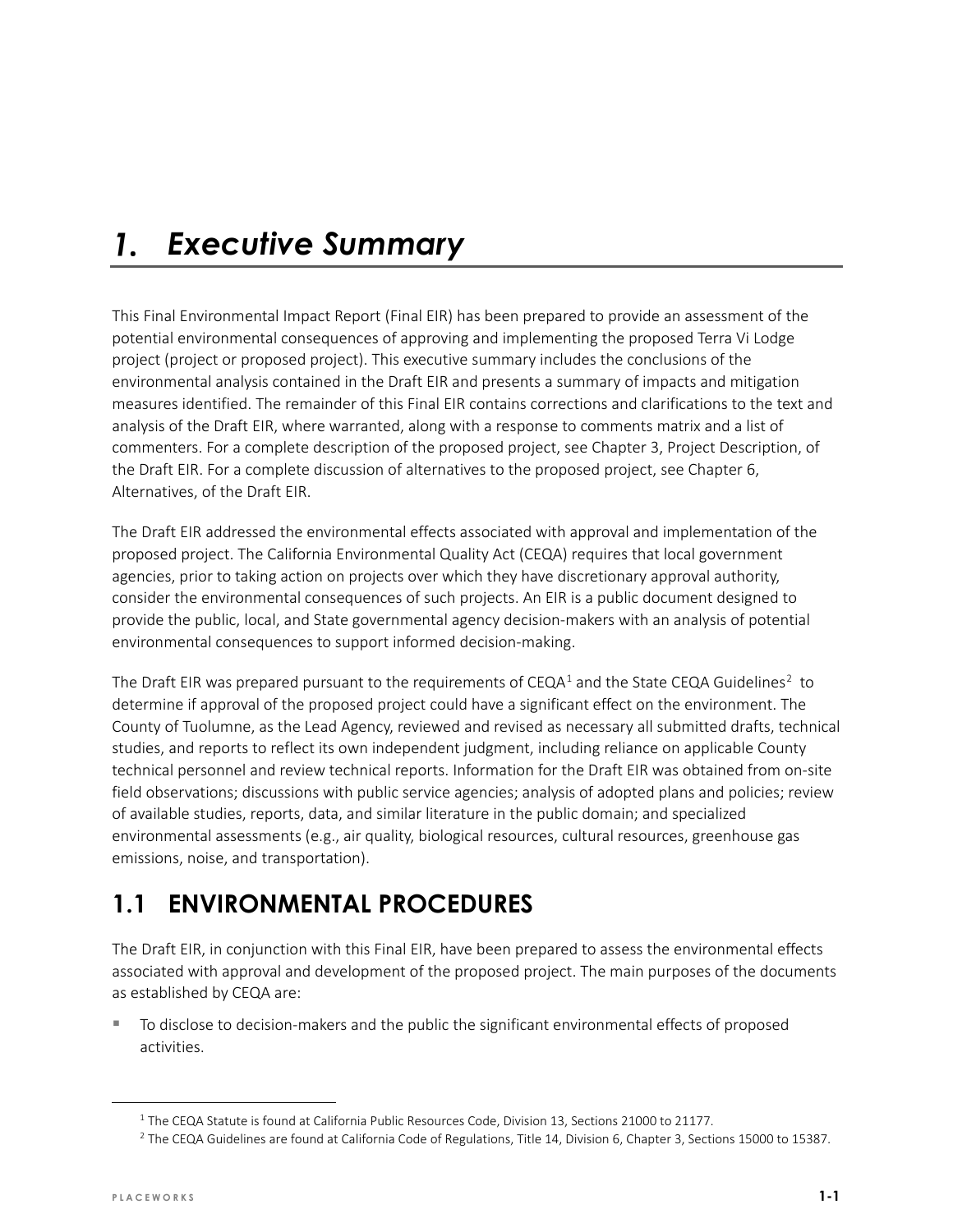# 1. Executive Summary

This Final Environmental Impact Report (Final EIR) has been prepared to provide an assessment of the potential environmental consequences of approving and implementing the proposed Terra Vi Lodge project (project or proposed project). This executive summary includes the conclusions of the environmental analysis contained in the Draft EIR and presents a summary of impacts and mitigation measures identified. The remainder of this Final EIR contains corrections and clarifications to the text and analysis of the Draft EIR, where warranted, along with a response to comments matrix and a list of commenters. For a complete description of the proposed project, see Chapter 3, Project Description, of the Draft EIR. For a complete discussion of alternatives to the proposed project, see Chapter 6, Alternatives, of the Draft EIR.

The Draft EIR addressed the environmental effects associated with approval and implementation of the proposed project. The California Environmental Quality Act (CEQA) requires that local government agencies, prior to taking action on projects over which they have discretionary approval authority, consider the environmental consequences of such projects. An EIR is a public document designed to provide the public, local, and State governmental agency decision-makers with an analysis of potential environmental consequences to support informed decision-making.

The Draft EIR was prepared pursuant to the requirements of CEQA[1] and the State CEQA Guidelines[2] to determine if approval of the proposed project could have a significant effect on the environment. The County of Tuolumne, as the Lead Agency, reviewed and revised as necessary all submitted drafts, technical studies, and reports to reflect its own independent judgment, including reliance on applicable County technical personnel and review technical reports. Information for the Draft EIR was obtained from on-site field observations; discussions with public service agencies; analysis of adopted plans and policies; review of available studies, reports, data, and similar literature in the public domain; and specialized environmental assessments (e.g., air quality, biological resources, cultural resources, greenhouse gas emissions, noise, and transportation).

## 1.1 ENVIRONMENTAL PROCEDURES

The Draft EIR, in conjunction with this Final EIR, have been prepared to assess the environmental effects associated with approval and development of the proposed project. The main purposes of the documents as established by CEQA are:

- To disclose to decision-makers and the public the significant environmental effects of proposed activities.

---

[1] The CEQA Statute is found at California Public Resources Code, Division 13, Sections 21000 to 21177.

[2] The CEQA Guidelines are found at California Code of Regulations, Title 14, Division 6, Chapter 3, Sections 15000 to 15387.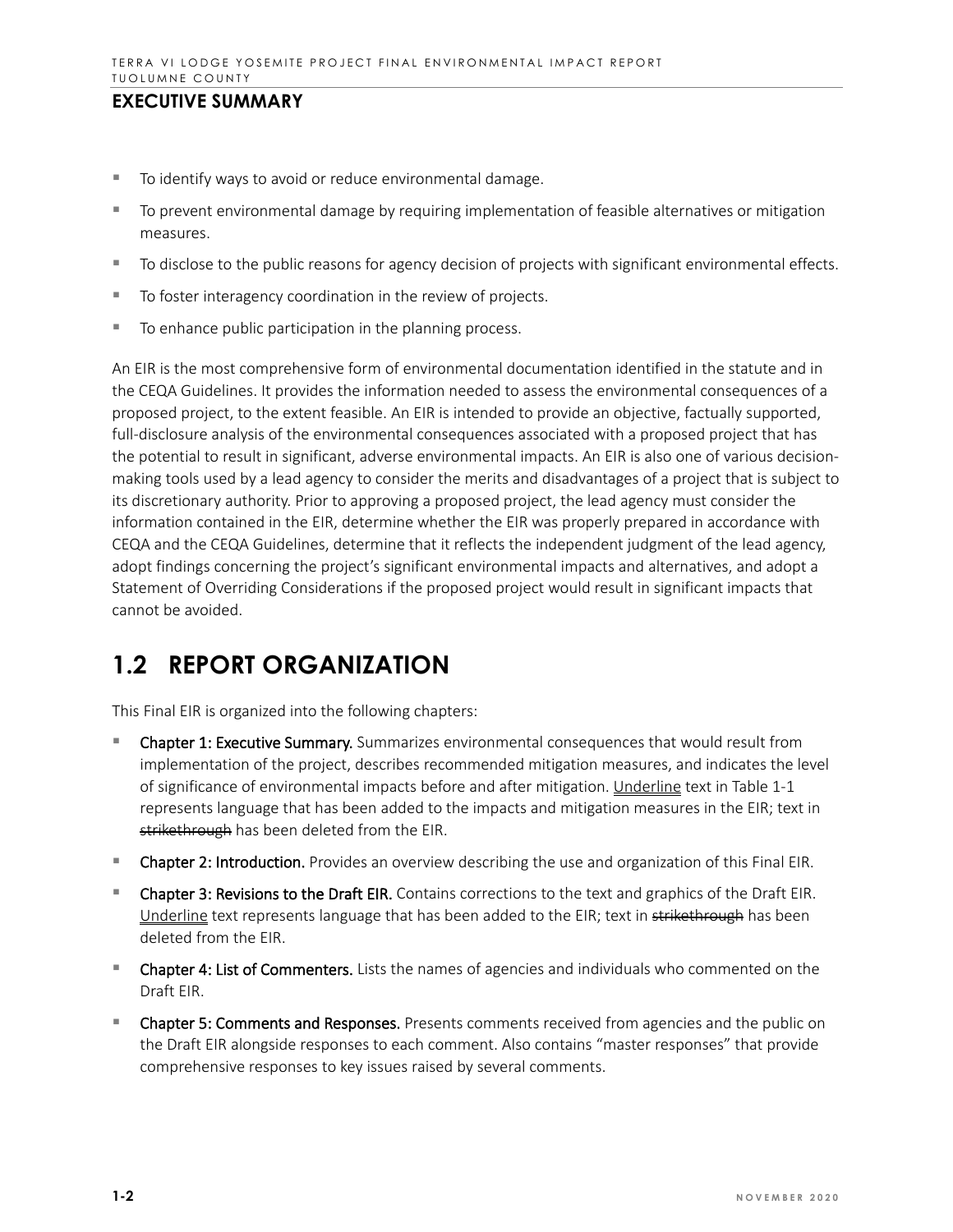- To identify ways to avoid or reduce environmental damage.
- To prevent environmental damage by requiring implementation of feasible alternatives or mitigation measures.
- To disclose to the public reasons for agency decision of projects with significant environmental effects.
- To foster interagency coordination in the review of projects.
- To enhance public participation in the planning process.

An EIR is the most comprehensive form of environmental documentation identified in the statute and in the CEQA Guidelines. It provides the information needed to assess the environmental consequences of a proposed project, to the extent feasible. An EIR is intended to provide an objective, factually supported, full-disclosure analysis of the environmental consequences associated with a proposed project that has the potential to result in significant, adverse environmental impacts. An EIR is also one of various decision-making tools used by a lead agency to consider the merits and disadvantages of a project that is subject to its discretionary authority. Prior to approving a proposed project, the lead agency must consider the information contained in the EIR, determine whether the EIR was properly prepared in accordance with CEQA and the CEQA Guidelines, determine that it reflects the independent judgment of the lead agency, adopt findings concerning the project's significant environmental impacts and alternatives, and adopt a Statement of Overriding Considerations if the proposed project would result in significant impacts that cannot be avoided.

## 1.2 REPORT ORGANIZATION

This Final EIR is organized into the following chapters:

- **Chapter 1: Executive Summary.** Summarizes environmental consequences that would result from implementation of the project, describes recommended mitigation measures, and indicates the level of significance of environmental impacts before and after mitigation. <u>Underline</u> text in Table 1-1 represents language that has been added to the impacts and mitigation measures in the EIR; text in ~~strikethrough~~ has been deleted from the EIR.
- **Chapter 2: Introduction.** Provides an overview describing the use and organization of this Final EIR.
- **Chapter 3: Revisions to the Draft EIR.** Contains corrections to the text and graphics of the Draft EIR. <u>Underline</u> text represents language that has been added to the EIR; text in ~~strikethrough~~ has been deleted from the EIR.
- **Chapter 4: List of Commenters.** Lists the names of agencies and individuals who commented on the Draft EIR.
- **Chapter 5: Comments and Responses.** Presents comments received from agencies and the public on the Draft EIR alongside responses to each comment. Also contains "master responses" that provide comprehensive responses to key issues raised by several comments.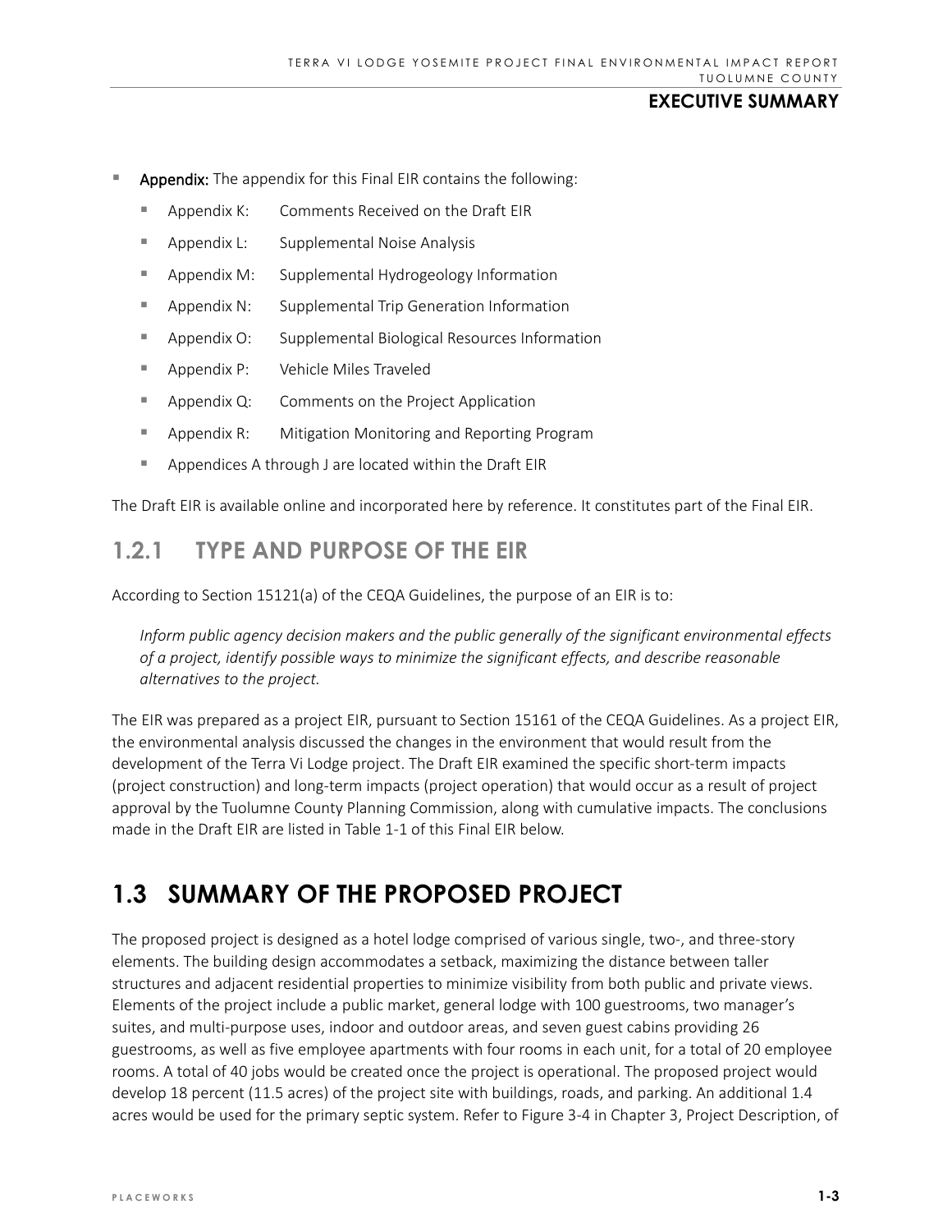- **Appendix:** The appendix for this Final EIR contains the following:
  - Appendix K: Comments Received on the Draft EIR
  - Appendix L: Supplemental Noise Analysis
  - Appendix M: Supplemental Hydrogeology Information
  - Appendix N: Supplemental Trip Generation Information
  - Appendix O: Supplemental Biological Resources Information
  - Appendix P: Vehicle Miles Traveled
  - Appendix Q: Comments on the Project Application
  - Appendix R: Mitigation Monitoring and Reporting Program
  - Appendices A through J are located within the Draft EIR

The Draft EIR is available online and incorporated here by reference. It constitutes part of the Final EIR.

### 1.2.1 TYPE AND PURPOSE OF THE EIR

According to Section 15121(a) of the CEQA Guidelines, the purpose of an EIR is to:

> *Inform public agency decision makers and the public generally of the significant environmental effects of a project, identify possible ways to minimize the significant effects, and describe reasonable alternatives to the project.*

The EIR was prepared as a project EIR, pursuant to Section 15161 of the CEQA Guidelines. As a project EIR, the environmental analysis discussed the changes in the environment that would result from the development of the Terra Vi Lodge project. The Draft EIR examined the specific short-term impacts (project construction) and long-term impacts (project operation) that would occur as a result of project approval by the Tuolumne County Planning Commission, along with cumulative impacts. The conclusions made in the Draft EIR are listed in Table 1-1 of this Final EIR below.

## 1.3 SUMMARY OF THE PROPOSED PROJECT

The proposed project is designed as a hotel lodge comprised of various single, two-, and three-story elements. The building design accommodates a setback, maximizing the distance between taller structures and adjacent residential properties to minimize visibility from both public and private views. Elements of the project include a public market, general lodge with 100 guestrooms, two manager's suites, and multi-purpose uses, indoor and outdoor areas, and seven guest cabins providing 26 guestrooms, as well as five employee apartments with four rooms in each unit, for a total of 20 employee rooms. A total of 40 jobs would be created once the project is operational. The proposed project would develop 18 percent (11.5 acres) of the project site with buildings, roads, and parking. An additional 1.4 acres would be used for the primary septic system. Refer to Figure 3-4 in Chapter 3, Project Description, of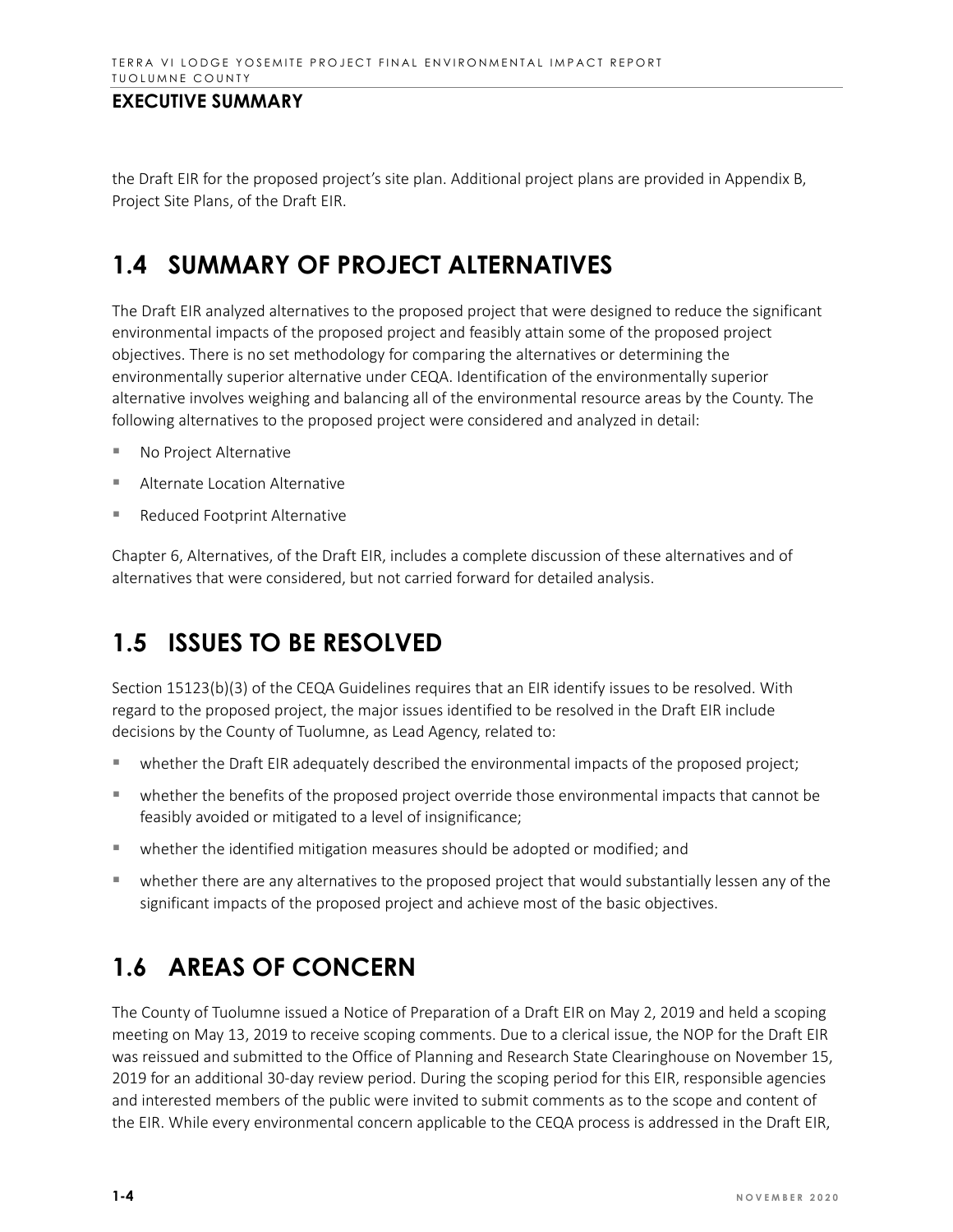the Draft EIR for the proposed project's site plan. Additional project plans are provided in Appendix B, Project Site Plans, of the Draft EIR.

## 1.4 SUMMARY OF PROJECT ALTERNATIVES

The Draft EIR analyzed alternatives to the proposed project that were designed to reduce the significant environmental impacts of the proposed project and feasibly attain some of the proposed project objectives. There is no set methodology for comparing the alternatives or determining the environmentally superior alternative under CEQA. Identification of the environmentally superior alternative involves weighing and balancing all of the environmental resource areas by the County. The following alternatives to the proposed project were considered and analyzed in detail:

- No Project Alternative
- Alternate Location Alternative
- Reduced Footprint Alternative

Chapter 6, Alternatives, of the Draft EIR, includes a complete discussion of these alternatives and of alternatives that were considered, but not carried forward for detailed analysis.

## 1.5 ISSUES TO BE RESOLVED

Section 15123(b)(3) of the CEQA Guidelines requires that an EIR identify issues to be resolved. With regard to the proposed project, the major issues identified to be resolved in the Draft EIR include decisions by the County of Tuolumne, as Lead Agency, related to:

- whether the Draft EIR adequately described the environmental impacts of the proposed project;
- whether the benefits of the proposed project override those environmental impacts that cannot be feasibly avoided or mitigated to a level of insignificance;
- whether the identified mitigation measures should be adopted or modified; and
- whether there are any alternatives to the proposed project that would substantially lessen any of the significant impacts of the proposed project and achieve most of the basic objectives.

## 1.6 AREAS OF CONCERN

The County of Tuolumne issued a Notice of Preparation of a Draft EIR on May 2, 2019 and held a scoping meeting on May 13, 2019 to receive scoping comments. Due to a clerical issue, the NOP for the Draft EIR was reissued and submitted to the Office of Planning and Research State Clearinghouse on November 15, 2019 for an additional 30-day review period. During the scoping period for this EIR, responsible agencies and interested members of the public were invited to submit comments as to the scope and content of the EIR. While every environmental concern applicable to the CEQA process is addressed in the Draft EIR,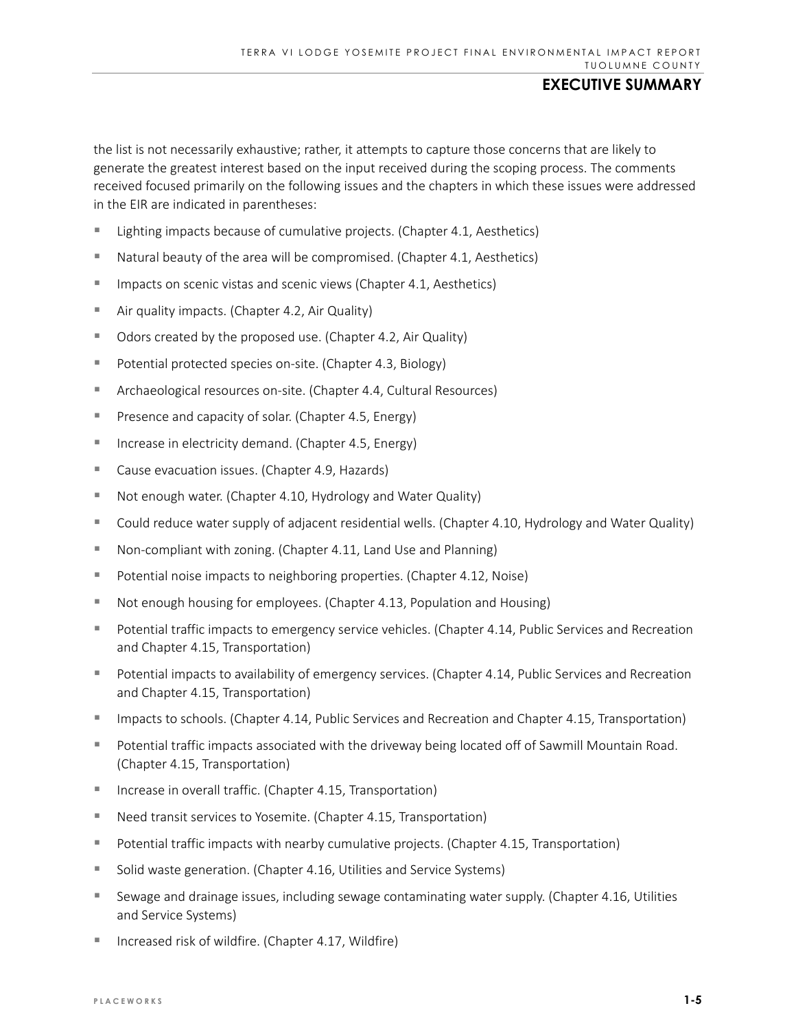the list is not necessarily exhaustive; rather, it attempts to capture those concerns that are likely to generate the greatest interest based on the input received during the scoping process. The comments received focused primarily on the following issues and the chapters in which these issues were addressed in the EIR are indicated in parentheses:

- Lighting impacts because of cumulative projects. (Chapter 4.1, Aesthetics)
- Natural beauty of the area will be compromised. (Chapter 4.1, Aesthetics)
- Impacts on scenic vistas and scenic views (Chapter 4.1, Aesthetics)
- Air quality impacts. (Chapter 4.2, Air Quality)
- Odors created by the proposed use. (Chapter 4.2, Air Quality)
- Potential protected species on-site. (Chapter 4.3, Biology)
- Archaeological resources on-site. (Chapter 4.4, Cultural Resources)
- Presence and capacity of solar. (Chapter 4.5, Energy)
- Increase in electricity demand. (Chapter 4.5, Energy)
- Cause evacuation issues. (Chapter 4.9, Hazards)
- Not enough water. (Chapter 4.10, Hydrology and Water Quality)
- Could reduce water supply of adjacent residential wells. (Chapter 4.10, Hydrology and Water Quality)
- Non-compliant with zoning. (Chapter 4.11, Land Use and Planning)
- Potential noise impacts to neighboring properties. (Chapter 4.12, Noise)
- Not enough housing for employees. (Chapter 4.13, Population and Housing)
- Potential traffic impacts to emergency service vehicles. (Chapter 4.14, Public Services and Recreation and Chapter 4.15, Transportation)
- Potential impacts to availability of emergency services. (Chapter 4.14, Public Services and Recreation and Chapter 4.15, Transportation)
- Impacts to schools. (Chapter 4.14, Public Services and Recreation and Chapter 4.15, Transportation)
- Potential traffic impacts associated with the driveway being located off of Sawmill Mountain Road. (Chapter 4.15, Transportation)
- Increase in overall traffic. (Chapter 4.15, Transportation)
- Need transit services to Yosemite. (Chapter 4.15, Transportation)
- Potential traffic impacts with nearby cumulative projects. (Chapter 4.15, Transportation)
- Solid waste generation. (Chapter 4.16, Utilities and Service Systems)
- Sewage and drainage issues, including sewage contaminating water supply. (Chapter 4.16, Utilities and Service Systems)
- Increased risk of wildfire. (Chapter 4.17, Wildfire)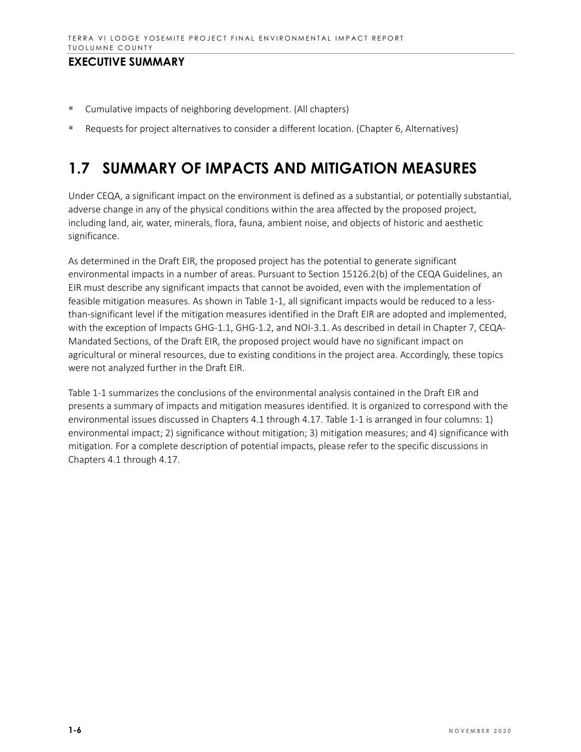- Cumulative impacts of neighboring development. (All chapters)
- Requests for project alternatives to consider a different location. (Chapter 6, Alternatives)

## 1.7 SUMMARY OF IMPACTS AND MITIGATION MEASURES

Under CEQA, a significant impact on the environment is defined as a substantial, or potentially substantial, adverse change in any of the physical conditions within the area affected by the proposed project, including land, air, water, minerals, flora, fauna, ambient noise, and objects of historic and aesthetic significance.

As determined in the Draft EIR, the proposed project has the potential to generate significant environmental impacts in a number of areas. Pursuant to Section 15126.2(b) of the CEQA Guidelines, an EIR must describe any significant impacts that cannot be avoided, even with the implementation of feasible mitigation measures. As shown in Table 1-1, all significant impacts would be reduced to a less-than-significant level if the mitigation measures identified in the Draft EIR are adopted and implemented, with the exception of Impacts GHG-1.1, GHG-1.2, and NOI-3.1. As described in detail in Chapter 7, CEQA-Mandated Sections, of the Draft EIR, the proposed project would have no significant impact on agricultural or mineral resources, due to existing conditions in the project area. Accordingly, these topics were not analyzed further in the Draft EIR.

Table 1-1 summarizes the conclusions of the environmental analysis contained in the Draft EIR and presents a summary of impacts and mitigation measures identified. It is organized to correspond with the environmental issues discussed in Chapters 4.1 through 4.17. Table 1-1 is arranged in four columns: 1) environmental impact; 2) significance without mitigation; 3) mitigation measures; and 4) significance with mitigation. For a complete description of potential impacts, please refer to the specific discussions in Chapters 4.1 through 4.17.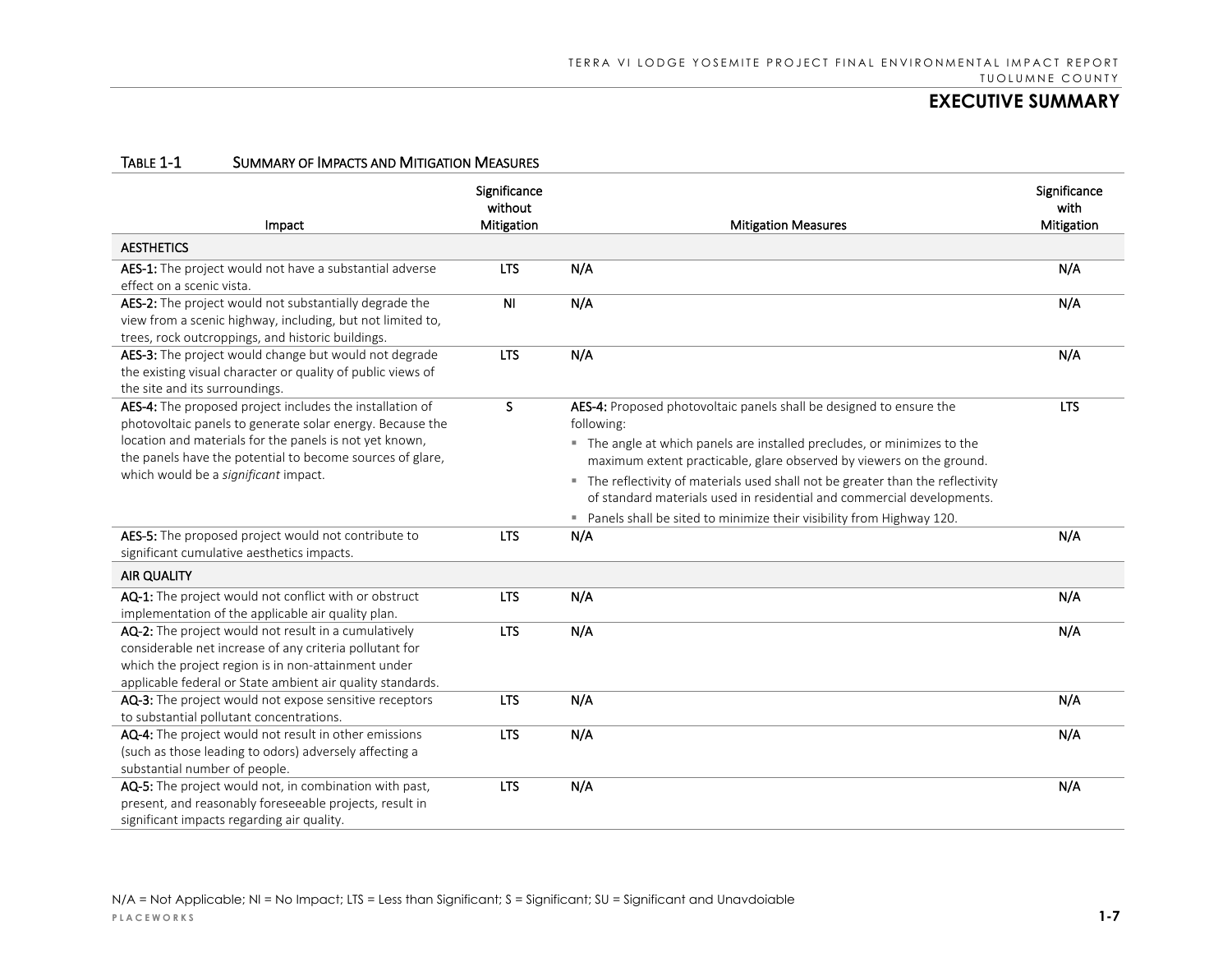## EXECUTIVE SUMMARY

TABLE 1-1 SUMMARY OF IMPACTS AND MITIGATION MEASURES

| Impact | Significance without Mitigation | Mitigation Measures | Significance with Mitigation |
|---|---|---|---|
| **AESTHETICS** | | | |
| **AES-1:** The project would not have a substantial adverse effect on a scenic vista. | LTS | N/A | N/A |
| **AES-2:** The project would not substantially degrade the view from a scenic highway, including, but not limited to, trees, rock outcroppings, and historic buildings. | NI | N/A | N/A |
| **AES-3:** The project would change but would not degrade the existing visual character or quality of public views of the site and its surroundings. | LTS | N/A | N/A |
| **AES-4:** The proposed project includes the installation of photovoltaic panels to generate solar energy. Because the location and materials for the panels is not yet known, the panels have the potential to become sources of glare, which would be a *significant* impact. | S | **AES-4:** Proposed photovoltaic panels shall be designed to ensure the following:<br>▪ The angle at which panels are installed precludes, or minimizes to the maximum extent practicable, glare observed by viewers on the ground.<br>▪ The reflectivity of materials used shall not be greater than the reflectivity of standard materials used in residential and commercial developments.<br>▪ Panels shall be sited to minimize their visibility from Highway 120. | LTS |
| **AES-5:** The proposed project would not contribute to significant cumulative aesthetics impacts. | LTS | N/A | N/A |
| **AIR QUALITY** | | | |
| **AQ-1:** The project would not conflict with or obstruct implementation of the applicable air quality plan. | LTS | N/A | N/A |
| **AQ-2:** The project would not result in a cumulatively considerable net increase of any criteria pollutant for which the project region is in non-attainment under applicable federal or State ambient air quality standards. | LTS | N/A | N/A |
| **AQ-3:** The project would not expose sensitive receptors to substantial pollutant concentrations. | LTS | N/A | N/A |
| **AQ-4:** The project would not result in other emissions (such as those leading to odors) adversely affecting a substantial number of people. | LTS | N/A | N/A |
| **AQ-5:** The project would not, in combination with past, present, and reasonably foreseeable projects, result in significant impacts regarding air quality. | LTS | N/A | N/A |

N/A = Not Applicable; NI = No Impact; LTS = Less than Significant; S = Significant; SU = Significant and Unavdoiable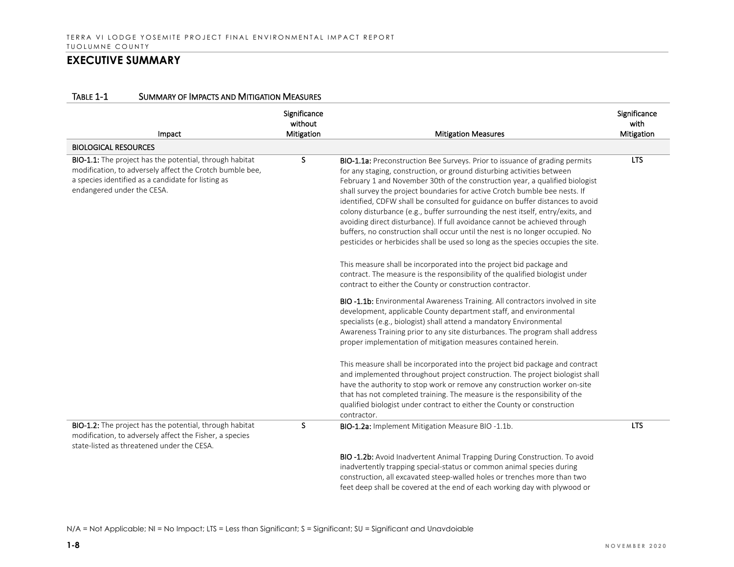## EXECUTIVE SUMMARY

TABLE 1-1 SUMMARY OF IMPACTS AND MITIGATION MEASURES

| Impact | Significance without Mitigation | Mitigation Measures | Significance with Mitigation |
|---|---|---|---|
| **BIOLOGICAL RESOURCES** | | | |
| **BIO-1.1:** The project has the potential, through habitat modification, to adversely affect the Crotch bumble bee, a species identified as a candidate for listing as endangered under the CESA. | S | **BIO-1.1a:** Preconstruction Bee Surveys. Prior to issuance of grading permits for any staging, construction, or ground disturbing activities between February 1 and November 30th of the construction year, a qualified biologist shall survey the project boundaries for active Crotch bumble bee nests. If identified, CDFW shall be consulted for guidance on buffer distances to avoid colony disturbance (e.g., buffer surrounding the nest itself, entry/exits, and avoiding direct disturbance). If full avoidance cannot be achieved through buffers, no construction shall occur until the nest is no longer occupied. No pesticides or herbicides shall be used so long as the species occupies the site.<br><br>This measure shall be incorporated into the project bid package and contract. The measure is the responsibility of the qualified biologist under contract to either the County or construction contractor.<br><br>**BIO -1.1b:** Environmental Awareness Training. All contractors involved in site development, applicable County department staff, and environmental specialists (e.g., biologist) shall attend a mandatory Environmental Awareness Training prior to any site disturbances. The program shall address proper implementation of mitigation measures contained herein.<br><br>This measure shall be incorporated into the project bid package and contract and implemented throughout project construction. The project biologist shall have the authority to stop work or remove any construction worker on-site that has not completed training. The measure is the responsibility of the qualified biologist under contract to either the County or construction contractor. | LTS |
| **BIO-1.2:** The project has the potential, through habitat modification, to adversely affect the Fisher, a species state-listed as threatened under the CESA. | S | **BIO-1.2a:** Implement Mitigation Measure BIO -1.1b.<br><br>**BIO -1.2b:** Avoid Inadvertent Animal Trapping During Construction. To avoid inadvertently trapping special-status or common animal species during construction, all excavated steep-walled holes or trenches more than two feet deep shall be covered at the end of each working day with plywood or | LTS |

N/A = Not Applicable; NI = No Impact; LTS = Less than Significant; S = Significant; SU = Significant and Unavdoiable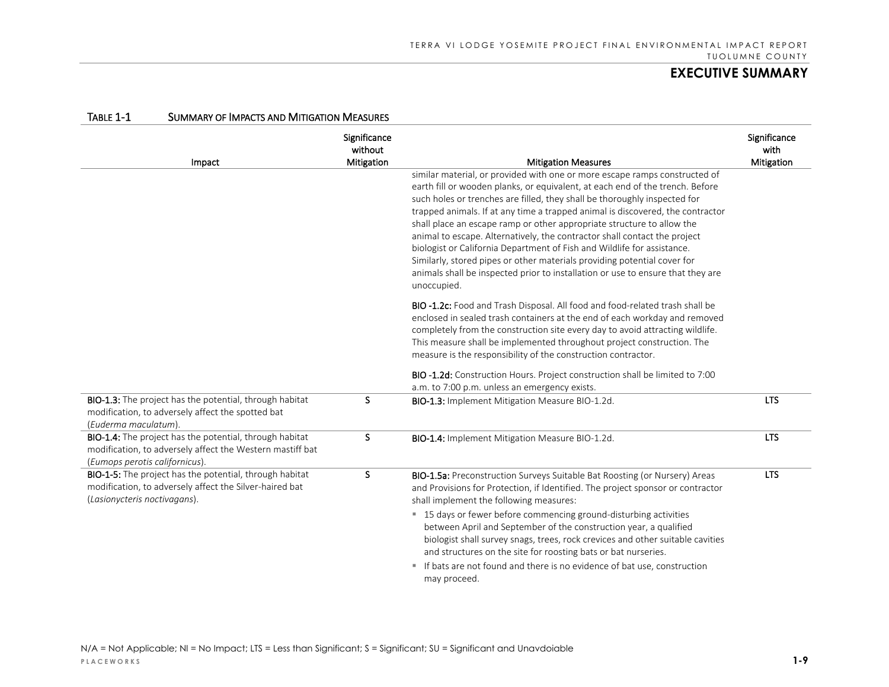## EXECUTIVE SUMMARY

**TABLE 1-1 SUMMARY OF IMPACTS AND MITIGATION MEASURES**

| Impact | Significance without Mitigation | Mitigation Measures | Significance with Mitigation |
|---|---|---|---|
| | | similar material, or provided with one or more escape ramps constructed of earth fill or wooden planks, or equivalent, at each end of the trench. Before such holes or trenches are filled, they shall be thoroughly inspected for trapped animals. If at any time a trapped animal is discovered, the contractor shall place an escape ramp or other appropriate structure to allow the animal to escape. Alternatively, the contractor shall contact the project biologist or California Department of Fish and Wildlife for assistance. Similarly, stored pipes or other materials providing potential cover for animals shall be inspected prior to installation or use to ensure that they are unoccupied.<br><br>**BIO -1.2c:** Food and Trash Disposal. All food and food-related trash shall be enclosed in sealed trash containers at the end of each workday and removed completely from the construction site every day to avoid attracting wildlife. This measure shall be implemented throughout project construction. The measure is the responsibility of the construction contractor.<br><br>**BIO -1.2d:** Construction Hours. Project construction shall be limited to 7:00 a.m. to 7:00 p.m. unless an emergency exists. | |
| **BIO-1.3:** The project has the potential, through habitat modification, to adversely affect the spotted bat (*Euderma maculatum*). | S | **BIO-1.3:** Implement Mitigation Measure BIO-1.2d. | LTS |
| **BIO-1.4:** The project has the potential, through habitat modification, to adversely affect the Western mastiff bat (*Eumops perotis californicus*). | S | **BIO-1.4:** Implement Mitigation Measure BIO-1.2d. | LTS |
| **BIO-1-5:** The project has the potential, through habitat modification, to adversely affect the Silver-haired bat (*Lasionycteris noctivagans*). | S | **BIO-1.5a:** Preconstruction Surveys Suitable Bat Roosting (or Nursery) Areas and Provisions for Protection, if Identified. The project sponsor or contractor shall implement the following measures:<br>▪ 15 days or fewer before commencing ground-disturbing activities between April and September of the construction year, a qualified biologist shall survey snags, trees, rock crevices and other suitable cavities and structures on the site for roosting bats or bat nurseries.<br>▪ If bats are not found and there is no evidence of bat use, construction may proceed. | LTS |

N/A = Not Applicable; NI = No Impact; LTS = Less than Significant; S = Significant; SU = Significant and Unavdoiable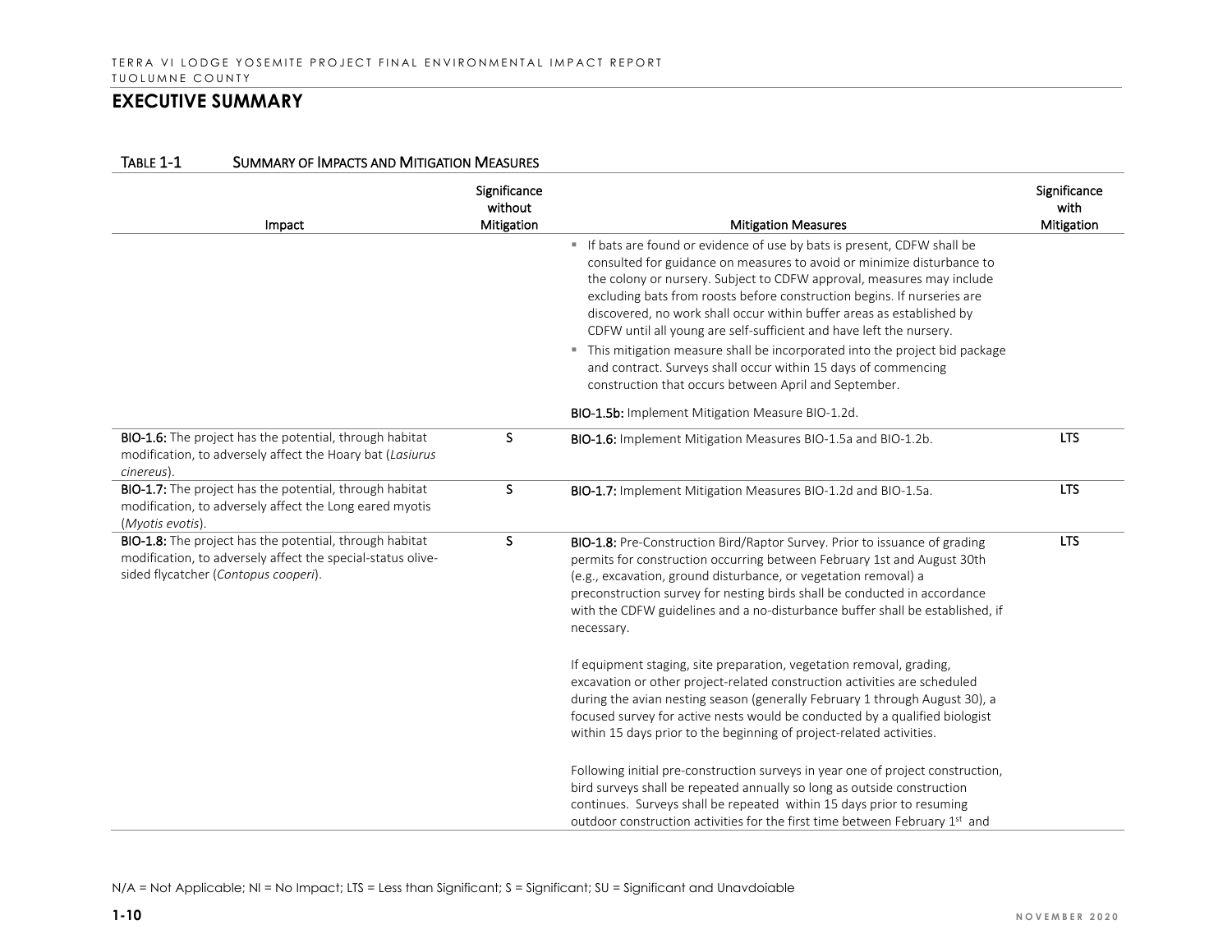## EXECUTIVE SUMMARY

TABLE 1-1 SUMMARY OF IMPACTS AND MITIGATION MEASURES

| Impact | Significance without Mitigation | Mitigation Measures | Significance with Mitigation |
|---|---|---|---|
| | | ▪ If bats are found or evidence of use by bats is present, CDFW shall be consulted for guidance on measures to avoid or minimize disturbance to the colony or nursery. Subject to CDFW approval, measures may include excluding bats from roosts before construction begins. If nurseries are discovered, no work shall occur within buffer areas as established by CDFW until all young are self-sufficient and have left the nursery.<br>▪ This mitigation measure shall be incorporated into the project bid package and contract. Surveys shall occur within 15 days of commencing construction that occurs between April and September.<br><br>**BIO-1.5b:** Implement Mitigation Measure BIO-1.2d. | |
| **BIO-1.6:** The project has the potential, through habitat modification, to adversely affect the Hoary bat (*Lasiurus cinereus*). | S | **BIO-1.6:** Implement Mitigation Measures BIO-1.5a and BIO-1.2b. | LTS |
| **BIO-1.7:** The project has the potential, through habitat modification, to adversely affect the Long eared myotis (*Myotis evotis*). | S | **BIO-1.7:** Implement Mitigation Measures BIO-1.2d and BIO-1.5a. | LTS |
| **BIO-1.8:** The project has the potential, through habitat modification, to adversely affect the special-status olive-sided flycatcher (*Contopus cooperi*). | S | **BIO-1.8:** Pre-Construction Bird/Raptor Survey. Prior to issuance of grading permits for construction occurring between February 1st and August 30th (e.g., excavation, ground disturbance, or vegetation removal) a preconstruction survey for nesting birds shall be conducted in accordance with the CDFW guidelines and a no-disturbance buffer shall be established, if necessary.<br><br>If equipment staging, site preparation, vegetation removal, grading, excavation or other project-related construction activities are scheduled during the avian nesting season (generally February 1 through August 30), a focused survey for active nests would be conducted by a qualified biologist within 15 days prior to the beginning of project-related activities.<br><br>Following initial pre-construction surveys in year one of project construction, bird surveys shall be repeated annually so long as outside construction continues. Surveys shall be repeated within 15 days prior to resuming outdoor construction activities for the first time between February 1st and | LTS |

N/A = Not Applicable; NI = No Impact; LTS = Less than Significant; S = Significant; SU = Significant and Unavdoiable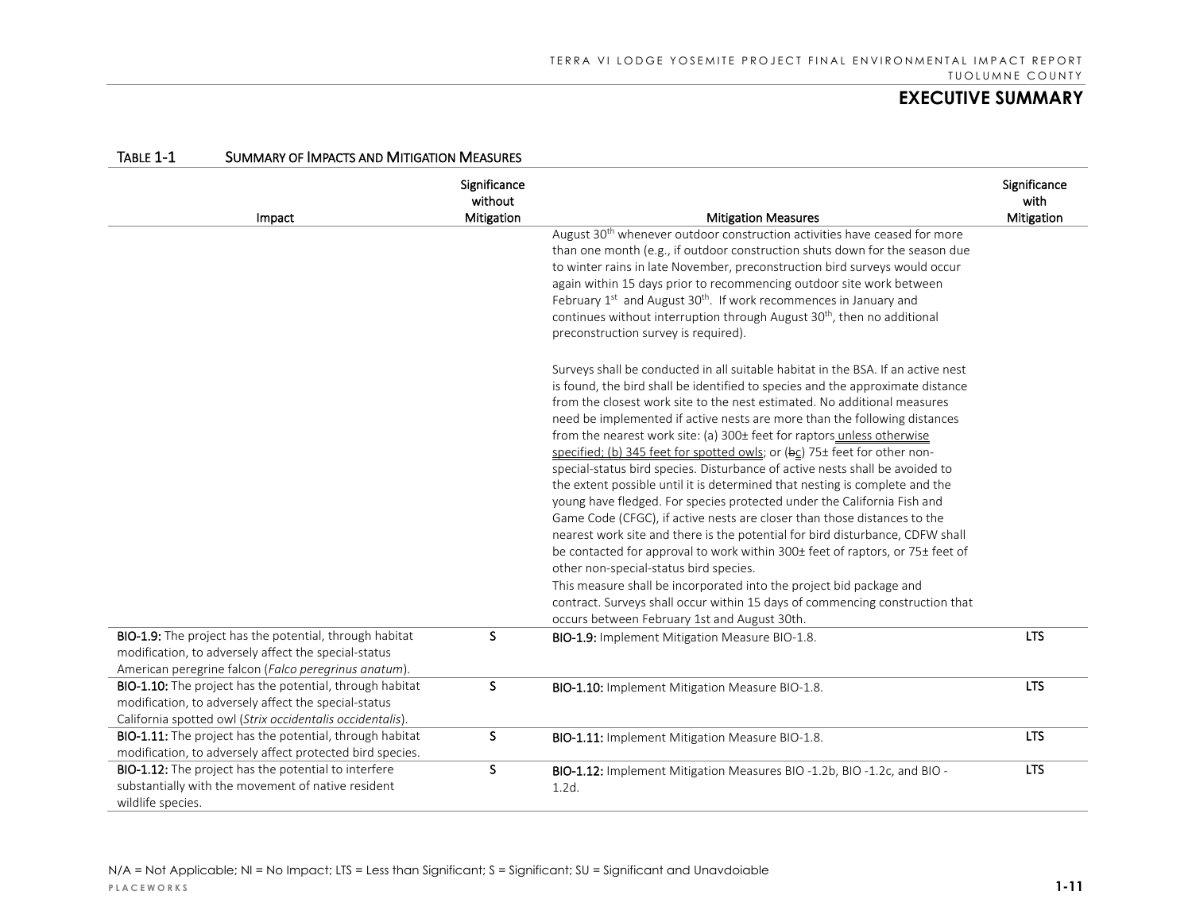## EXECUTIVE SUMMARY

TABLE 1-1 SUMMARY OF IMPACTS AND MITIGATION MEASURES

| Impact | Significance without Mitigation | Mitigation Measures | Significance with Mitigation |
|---|---|---|---|
| | | August 30th whenever outdoor construction activities have ceased for more than one month (e.g., if outdoor construction shuts down for the season due to winter rains in late November, preconstruction bird surveys would occur again within 15 days prior to recommencing outdoor site work between February 1st and August 30th. If work recommences in January and continues without interruption through August 30th, then no additional preconstruction survey is required).<br><br>Surveys shall be conducted in all suitable habitat in the BSA. If an active nest is found, the bird shall be identified to species and the approximate distance from the closest work site to the nest estimated. No additional measures need be implemented if active nests are more than the following distances from the nearest work site: (a) 300± feet for raptors unless otherwise specified; (b) 345 feet for spotted owls; or (~~b~~c) 75± feet for other non-special-status bird species. Disturbance of active nests shall be avoided to the extent possible until it is determined that nesting is complete and the young have fledged. For species protected under the California Fish and Game Code (CFGC), if active nests are closer than those distances to the nearest work site and there is the potential for bird disturbance, CDFW shall be contacted for approval to work within 300± feet of raptors, or 75± feet of other non-special-status bird species.<br>This measure shall be incorporated into the project bid package and contract. Surveys shall occur within 15 days of commencing construction that occurs between February 1st and August 30th. | |
| **BIO-1.9:** The project has the potential, through habitat modification, to adversely affect the special-status American peregrine falcon (*Falco peregrinus anatum*). | S | **BIO-1.9:** Implement Mitigation Measure BIO-1.8. | LTS |
| **BIO-1.10:** The project has the potential, through habitat modification, to adversely affect the special-status California spotted owl (*Strix occidentalis occidentalis*). | S | **BIO-1.10:** Implement Mitigation Measure BIO-1.8. | LTS |
| **BIO-1.11:** The project has the potential, through habitat modification, to adversely affect protected bird species. | S | **BIO-1.11:** Implement Mitigation Measure BIO-1.8. | LTS |
| **BIO-1.12:** The project has the potential to interfere substantially with the movement of native resident wildlife species. | S | **BIO-1.12:** Implement Mitigation Measures BIO -1.2b, BIO -1.2c, and BIO -1.2d. | LTS |

N/A = Not Applicable; NI = No Impact; LTS = Less than Significant; S = Significant; SU = Significant and Unavdoiable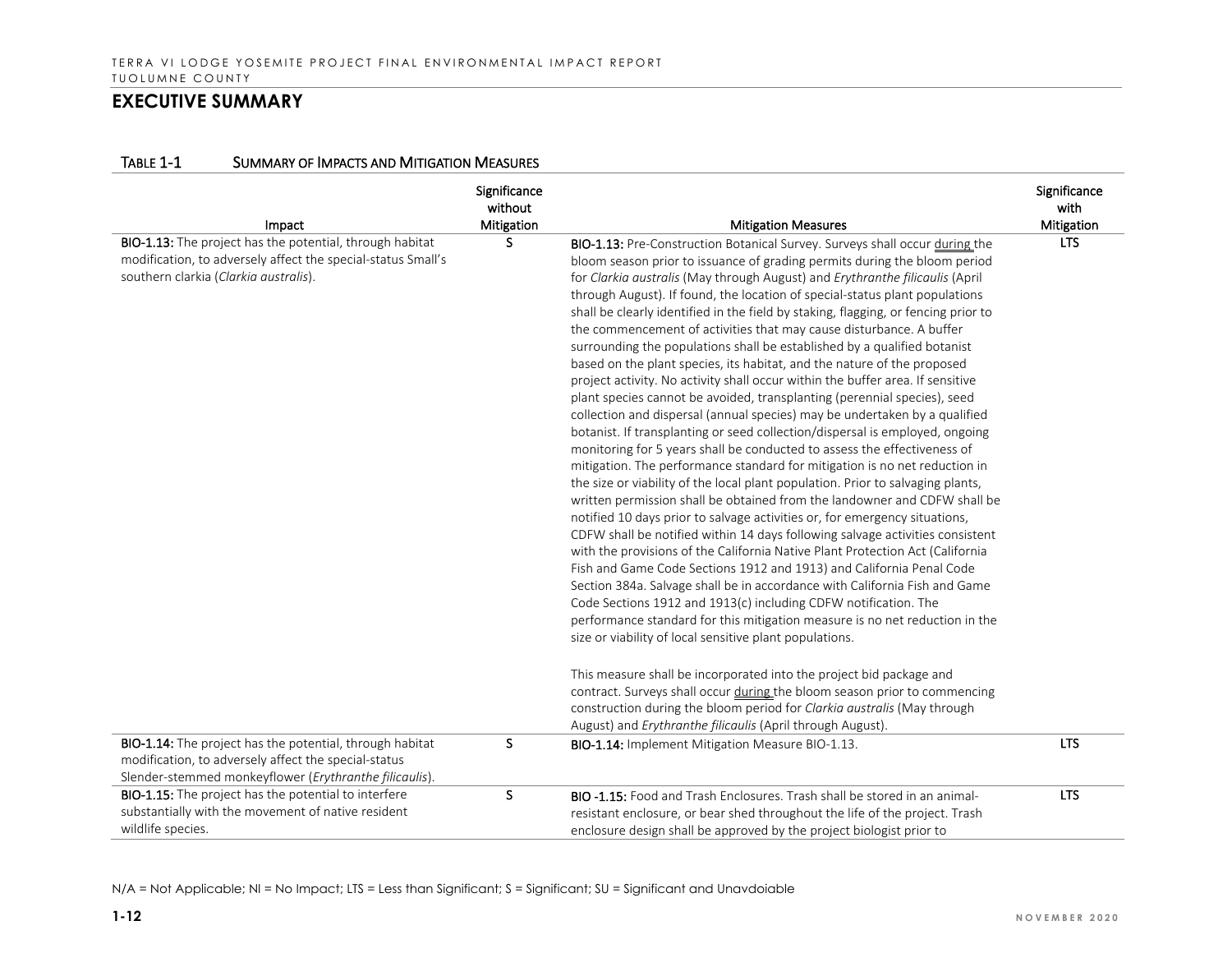## EXECUTIVE SUMMARY

TABLE 1-1 SUMMARY OF IMPACTS AND MITIGATION MEASURES

| Impact | Significance without Mitigation | Mitigation Measures | Significance with Mitigation |
|---|---|---|---|
| **BIO-1.13:** The project has the potential, through habitat modification, to adversely affect the special-status Small's southern clarkia (*Clarkia australis*). | S | **BIO-1.13:** Pre-Construction Botanical Survey. Surveys shall occur during the bloom season prior to issuance of grading permits during the bloom period for *Clarkia australis* (May through August) and *Erythranthe filicaulis* (April through August). If found, the location of special-status plant populations shall be clearly identified in the field by staking, flagging, or fencing prior to the commencement of activities that may cause disturbance. A buffer surrounding the populations shall be established by a qualified botanist based on the plant species, its habitat, and the nature of the proposed project activity. No activity shall occur within the buffer area. If sensitive plant species cannot be avoided, transplanting (perennial species), seed collection and dispersal (annual species) may be undertaken by a qualified botanist. If transplanting or seed collection/dispersal is employed, ongoing monitoring for 5 years shall be conducted to assess the effectiveness of mitigation. The performance standard for mitigation is no net reduction in the size or viability of the local plant population. Prior to salvaging plants, written permission shall be obtained from the landowner and CDFW shall be notified 10 days prior to salvage activities or, for emergency situations, CDFW shall be notified within 14 days following salvage activities consistent with the provisions of the California Native Plant Protection Act (California Fish and Game Code Sections 1912 and 1913) and California Penal Code Section 384a. Salvage shall be in accordance with California Fish and Game Code Sections 1912 and 1913(c) including CDFW notification. The performance standard for this mitigation measure is no net reduction in the size or viability of local sensitive plant populations.<br><br>This measure shall be incorporated into the project bid package and contract. Surveys shall occur during the bloom season prior to commencing construction during the bloom period for *Clarkia australis* (May through August) and *Erythranthe filicaulis* (April through August). | LTS |
| **BIO-1.14:** The project has the potential, through habitat modification, to adversely affect the special-status Slender-stemmed monkeyflower (*Erythranthe filicaulis*). | S | **BIO-1.14:** Implement Mitigation Measure BIO-1.13. | LTS |
| **BIO-1.15:** The project has the potential to interfere substantially with the movement of native resident wildlife species. | S | **BIO -1.15:** Food and Trash Enclosures. Trash shall be stored in an animal-resistant enclosure, or bear shed throughout the life of the project. Trash enclosure design shall be approved by the project biologist prior to | LTS |

N/A = Not Applicable; NI = No Impact; LTS = Less than Significant; S = Significant; SU = Significant and Unavdoiable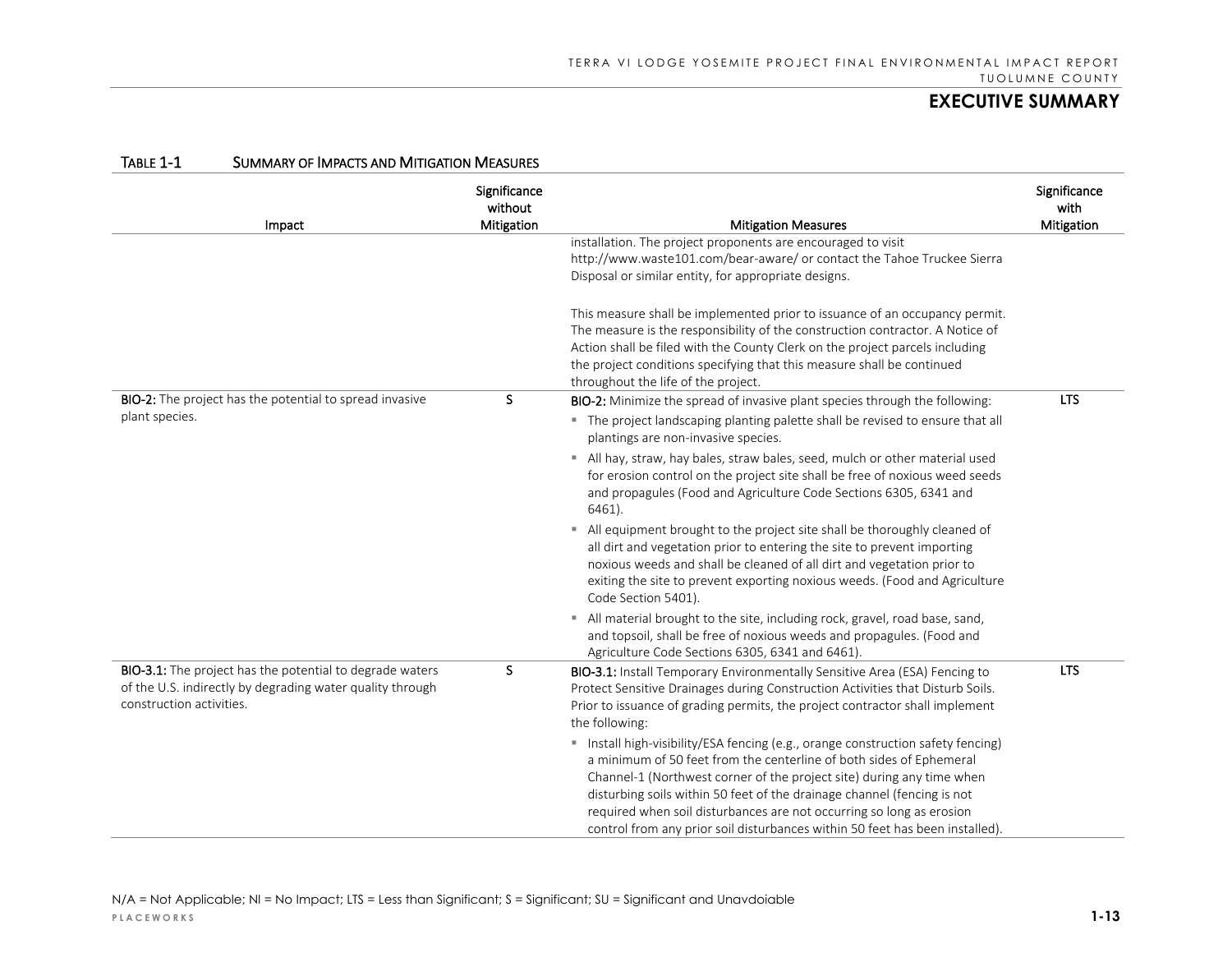**TABLE 1-1 SUMMARY OF IMPACTS AND MITIGATION MEASURES**

| Impact | Significance without Mitigation | Mitigation Measures | Significance with Mitigation |
|---|---|---|---|
| | | installation. The project proponents are encouraged to visit http://www.waste101.com/bear-aware/ or contact the Tahoe Truckee Sierra Disposal or similar entity, for appropriate designs.<br><br>This measure shall be implemented prior to issuance of an occupancy permit. The measure is the responsibility of the construction contractor. A Notice of Action shall be filed with the County Clerk on the project parcels including the project conditions specifying that this measure shall be continued throughout the life of the project. | |
| **BIO-2:** The project has the potential to spread invasive plant species. | S | **BIO-2:** Minimize the spread of invasive plant species through the following:<br>▪ The project landscaping planting palette shall be revised to ensure that all plantings are non-invasive species.<br>▪ All hay, straw, hay bales, straw bales, seed, mulch or other material used for erosion control on the project site shall be free of noxious weed seeds and propagules (Food and Agriculture Code Sections 6305, 6341 and 6461).<br>▪ All equipment brought to the project site shall be thoroughly cleaned of all dirt and vegetation prior to entering the site to prevent importing noxious weeds and shall be cleaned of all dirt and vegetation prior to exiting the site to prevent exporting noxious weeds. (Food and Agriculture Code Section 5401).<br>▪ All material brought to the site, including rock, gravel, road base, sand, and topsoil, shall be free of noxious weeds and propagules. (Food and Agriculture Code Sections 6305, 6341 and 6461). | LTS |
| **BIO-3.1:** The project has the potential to degrade waters of the U.S. indirectly by degrading water quality through construction activities. | S | **BIO-3.1:** Install Temporary Environmentally Sensitive Area (ESA) Fencing to Protect Sensitive Drainages during Construction Activities that Disturb Soils. Prior to issuance of grading permits, the project contractor shall implement the following:<br>▪ Install high-visibility/ESA fencing (e.g., orange construction safety fencing) a minimum of 50 feet from the centerline of both sides of Ephemeral Channel-1 (Northwest corner of the project site) during any time when disturbing soils within 50 feet of the drainage channel (fencing is not required when soil disturbances are not occurring so long as erosion control from any prior soil disturbances within 50 feet has been installed). | LTS |

N/A = Not Applicable; NI = No Impact; LTS = Less than Significant; S = Significant; SU = Significant and Unavdoiable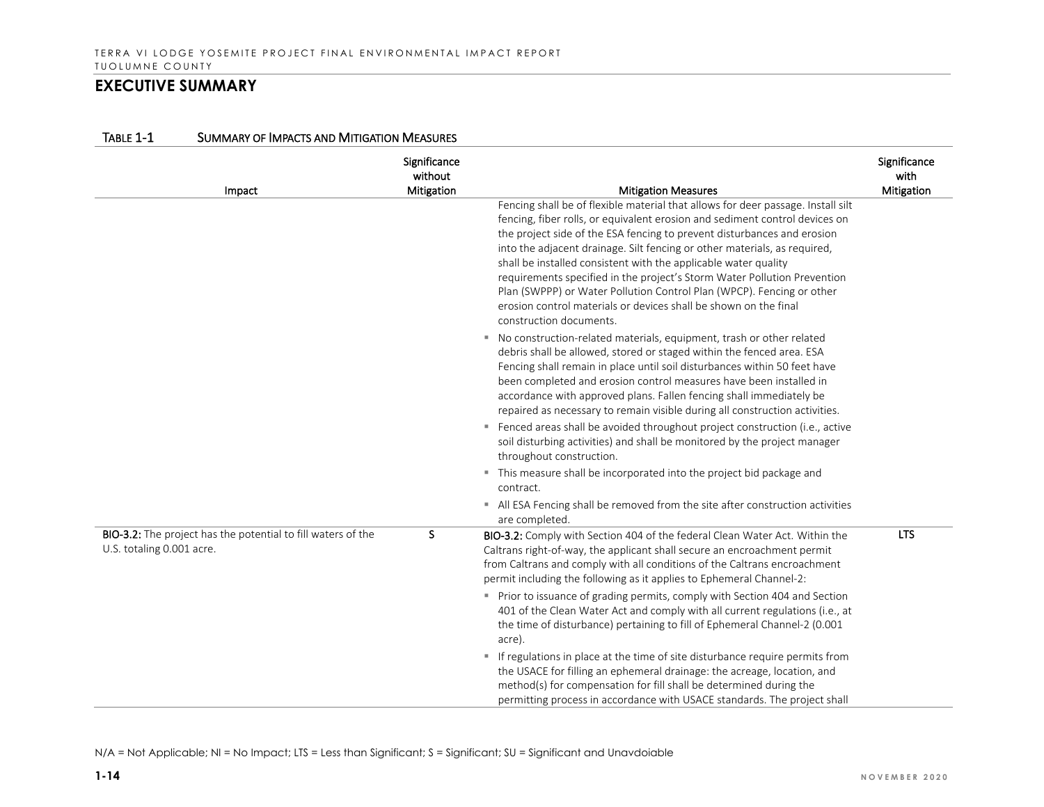## EXECUTIVE SUMMARY

TABLE 1-1 SUMMARY OF IMPACTS AND MITIGATION MEASURES

| Impact | Significance without Mitigation | Mitigation Measures | Significance with Mitigation |
|---|---|---|---|
| | | Fencing shall be of flexible material that allows for deer passage. Install silt fencing, fiber rolls, or equivalent erosion and sediment control devices on the project side of the ESA fencing to prevent disturbances and erosion into the adjacent drainage. Silt fencing or other materials, as required, shall be installed consistent with the applicable water quality requirements specified in the project's Storm Water Pollution Prevention Plan (SWPPP) or Water Pollution Control Plan (WPCP). Fencing or other erosion control materials or devices shall be shown on the final construction documents.<br>▪ No construction-related materials, equipment, trash or other related debris shall be allowed, stored or staged within the fenced area. ESA Fencing shall remain in place until soil disturbances within 50 feet have been completed and erosion control measures have been installed in accordance with approved plans. Fallen fencing shall immediately be repaired as necessary to remain visible during all construction activities.<br>▪ Fenced areas shall be avoided throughout project construction (i.e., active soil disturbing activities) and shall be monitored by the project manager throughout construction.<br>▪ This measure shall be incorporated into the project bid package and contract.<br>▪ All ESA Fencing shall be removed from the site after construction activities are completed. | |
| **BIO-3.2:** The project has the potential to fill waters of the U.S. totaling 0.001 acre. | S | **BIO-3.2:** Comply with Section 404 of the federal Clean Water Act. Within the Caltrans right-of-way, the applicant shall secure an encroachment permit from Caltrans and comply with all conditions of the Caltrans encroachment permit including the following as it applies to Ephemeral Channel-2:<br>▪ Prior to issuance of grading permits, comply with Section 404 and Section 401 of the Clean Water Act and comply with all current regulations (i.e., at the time of disturbance) pertaining to fill of Ephemeral Channel-2 (0.001 acre).<br>▪ If regulations in place at the time of site disturbance require permits from the USACE for filling an ephemeral drainage: the acreage, location, and method(s) for compensation for fill shall be determined during the permitting process in accordance with USACE standards. The project shall | LTS |

N/A = Not Applicable; NI = No Impact; LTS = Less than Significant; S = Significant; SU = Significant and Unavdoiable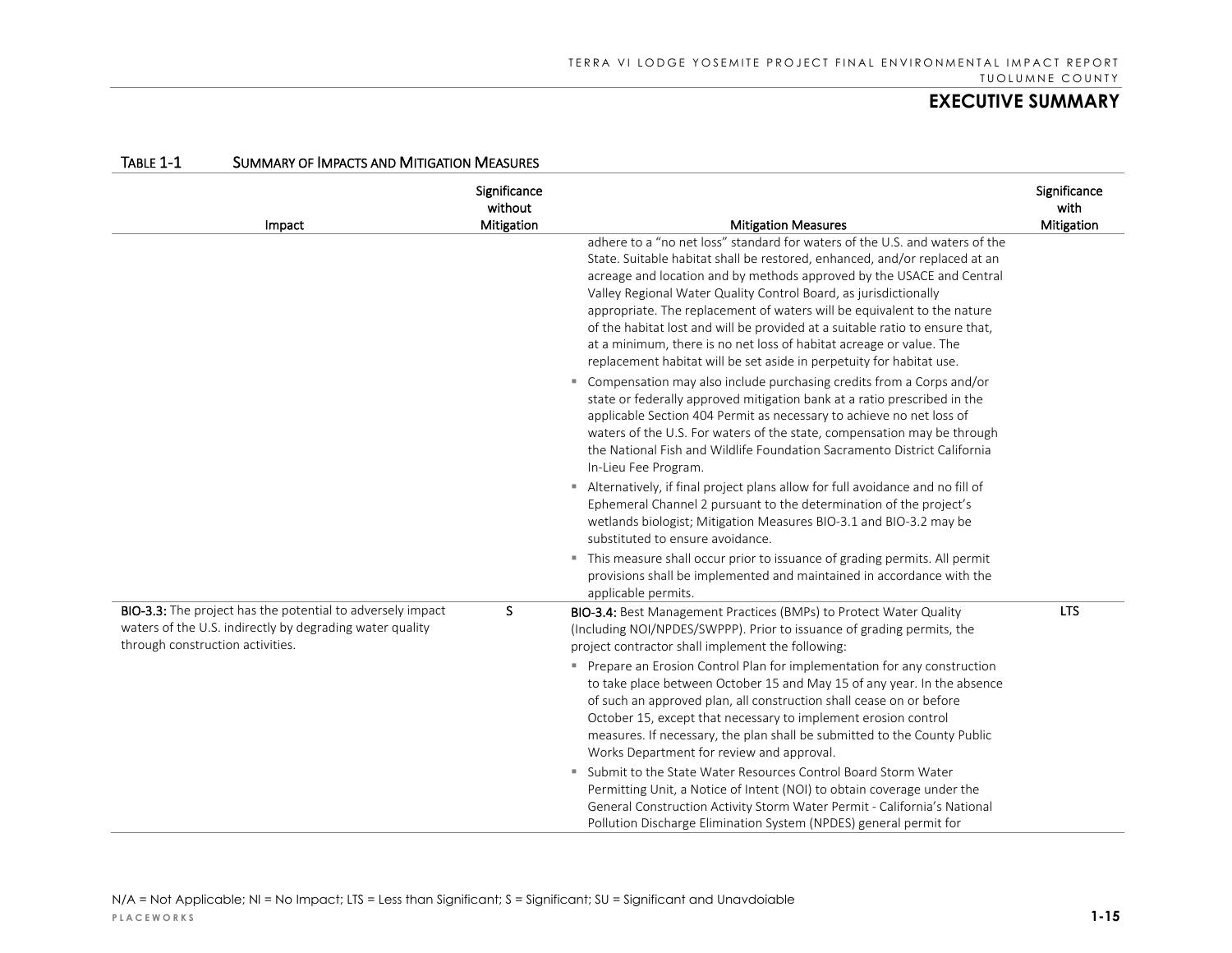**Table 1-1 Summary of Impacts and Mitigation Measures**

| Impact | Significance without Mitigation | Mitigation Measures | Significance with Mitigation |
|---|---|---|---|
| | | adhere to a "no net loss" standard for waters of the U.S. and waters of the State. Suitable habitat shall be restored, enhanced, and/or replaced at an acreage and location and by methods approved by the USACE and Central Valley Regional Water Quality Control Board, as jurisdictionally appropriate. The replacement of waters will be equivalent to the nature of the habitat lost and will be provided at a suitable ratio to ensure that, at a minimum, there is no net loss of habitat acreage or value. The replacement habitat will be set aside in perpetuity for habitat use.<br>▪ Compensation may also include purchasing credits from a Corps and/or state or federally approved mitigation bank at a ratio prescribed in the applicable Section 404 Permit as necessary to achieve no net loss of waters of the U.S. For waters of the state, compensation may be through the National Fish and Wildlife Foundation Sacramento District California In-Lieu Fee Program.<br>▪ Alternatively, if final project plans allow for full avoidance and no fill of Ephemeral Channel 2 pursuant to the determination of the project's wetlands biologist; Mitigation Measures BIO-3.1 and BIO-3.2 may be substituted to ensure avoidance.<br>▪ This measure shall occur prior to issuance of grading permits. All permit provisions shall be implemented and maintained in accordance with the applicable permits. | |
| **BIO-3.3:** The project has the potential to adversely impact waters of the U.S. indirectly by degrading water quality through construction activities. | S | **BIO-3.4:** Best Management Practices (BMPs) to Protect Water Quality (Including NOI/NPDES/SWPPP). Prior to issuance of grading permits, the project contractor shall implement the following:<br>▪ Prepare an Erosion Control Plan for implementation for any construction to take place between October 15 and May 15 of any year. In the absence of such an approved plan, all construction shall cease on or before October 15, except that necessary to implement erosion control measures. If necessary, the plan shall be submitted to the County Public Works Department for review and approval.<br>▪ Submit to the State Water Resources Control Board Storm Water Permitting Unit, a Notice of Intent (NOI) to obtain coverage under the General Construction Activity Storm Water Permit - California's National Pollution Discharge Elimination System (NPDES) general permit for | LTS |

N/A = Not Applicable; NI = No Impact; LTS = Less than Significant; S = Significant; SU = Significant and Unavdoiable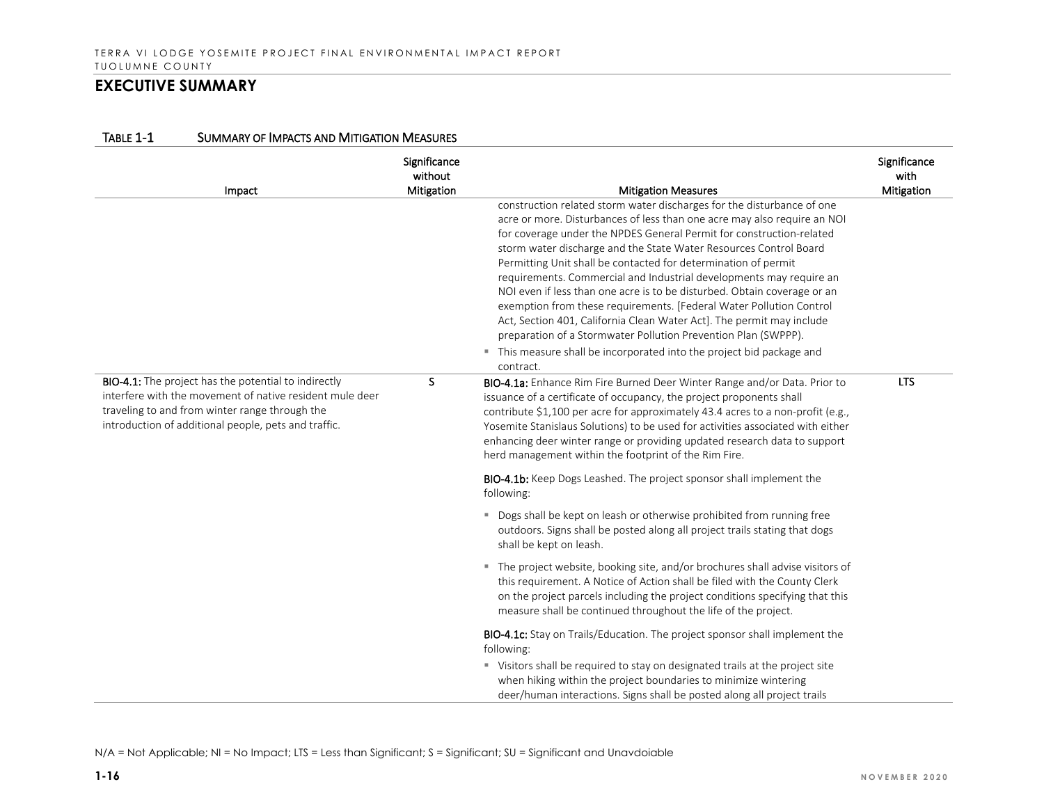## EXECUTIVE SUMMARY

TABLE 1-1 SUMMARY OF IMPACTS AND MITIGATION MEASURES

| Impact | Significance without Mitigation | Mitigation Measures | Significance with Mitigation |
|---|---|---|---|
| | | construction related storm water discharges for the disturbance of one acre or more. Disturbances of less than one acre may also require an NOI for coverage under the NPDES General Permit for construction-related storm water discharge and the State Water Resources Control Board Permitting Unit shall be contacted for determination of permit requirements. Commercial and Industrial developments may require an NOI even if less than one acre is to be disturbed. Obtain coverage or an exemption from these requirements. [Federal Water Pollution Control Act, Section 401, California Clean Water Act]. The permit may include preparation of a Stormwater Pollution Prevention Plan (SWPPP).<br>▪ This measure shall be incorporated into the project bid package and contract. | |
| **BIO-4.1:** The project has the potential to indirectly interfere with the movement of native resident mule deer traveling to and from winter range through the introduction of additional people, pets and traffic. | S | **BIO-4.1a:** Enhance Rim Fire Burned Deer Winter Range and/or Data. Prior to issuance of a certificate of occupancy, the project proponents shall contribute $1,100 per acre for approximately 43.4 acres to a non-profit (e.g., Yosemite Stanislaus Solutions) to be used for activities associated with either enhancing deer winter range or providing updated research data to support herd management within the footprint of the Rim Fire.<br><br>**BIO-4.1b:** Keep Dogs Leashed. The project sponsor shall implement the following:<br>▪ Dogs shall be kept on leash or otherwise prohibited from running free outdoors. Signs shall be posted along all project trails stating that dogs shall be kept on leash.<br>▪ The project website, booking site, and/or brochures shall advise visitors of this requirement. A Notice of Action shall be filed with the County Clerk on the project parcels including the project conditions specifying that this measure shall be continued throughout the life of the project.<br><br>**BIO-4.1c:** Stay on Trails/Education. The project sponsor shall implement the following:<br>▪ Visitors shall be required to stay on designated trails at the project site when hiking within the project boundaries to minimize wintering deer/human interactions. Signs shall be posted along all project trails | LTS |

N/A = Not Applicable; NI = No Impact; LTS = Less than Significant; S = Significant; SU = Significant and Unavdoiable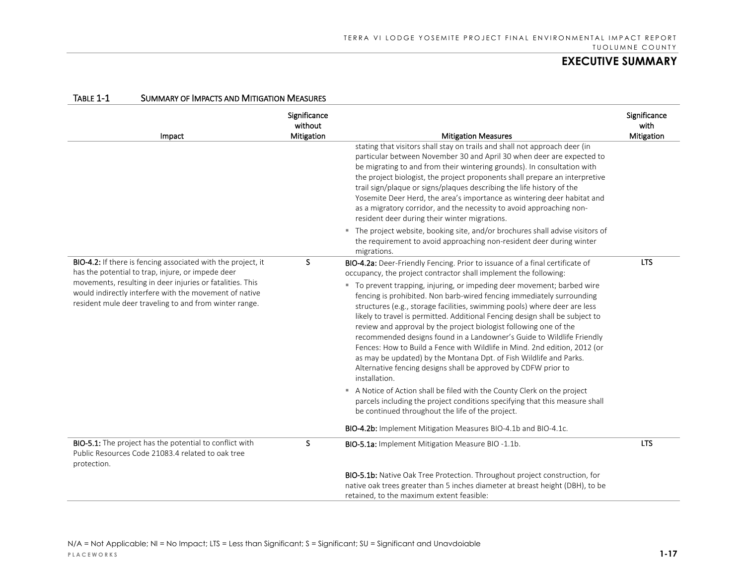TABLE 1-1 SUMMARY OF IMPACTS AND MITIGATION MEASURES

| Impact | Significance without Mitigation | Mitigation Measures | Significance with Mitigation |
|---|---|---|---|
| | | stating that visitors shall stay on trails and shall not approach deer (in particular between November 30 and April 30 when deer are expected to be migrating to and from their wintering grounds). In consultation with the project biologist, the project proponents shall prepare an interpretive trail sign/plaque or signs/plaques describing the life history of the Yosemite Deer Herd, the area's importance as wintering deer habitat and as a migratory corridor, and the necessity to avoid approaching non-resident deer during their winter migrations.<br>▪ The project website, booking site, and/or brochures shall advise visitors of the requirement to avoid approaching non-resident deer during winter migrations. | |
| **BIO-4.2:** If there is fencing associated with the project, it has the potential to trap, injure, or impede deer movements, resulting in deer injuries or fatalities. This would indirectly interfere with the movement of native resident mule deer traveling to and from winter range. | S | **BIO-4.2a:** Deer-Friendly Fencing. Prior to issuance of a final certificate of occupancy, the project contractor shall implement the following:<br>▪ To prevent trapping, injuring, or impeding deer movement; barbed wire fencing is prohibited. Non barb-wired fencing immediately surrounding structures (e.g., storage facilities, swimming pools) where deer are less likely to travel is permitted. Additional Fencing design shall be subject to review and approval by the project biologist following one of the recommended designs found in a Landowner's Guide to Wildlife Friendly Fences: How to Build a Fence with Wildlife in Mind. 2nd edition, 2012 (or as may be updated) by the Montana Dpt. of Fish Wildlife and Parks. Alternative fencing designs shall be approved by CDFW prior to installation.<br>▪ A Notice of Action shall be filed with the County Clerk on the project parcels including the project conditions specifying that this measure shall be continued throughout the life of the project.<br><br>**BIO-4.2b:** Implement Mitigation Measures BIO-4.1b and BIO-4.1c. | LTS |
| **BIO-5.1:** The project has the potential to conflict with Public Resources Code 21083.4 related to oak tree protection. | S | **BIO-5.1a:** Implement Mitigation Measure BIO -1.1b.<br><br>**BIO-5.1b:** Native Oak Tree Protection. Throughout project construction, for native oak trees greater than 5 inches diameter at breast height (DBH), to be retained, to the maximum extent feasible: | LTS |

N/A = Not Applicable; NI = No Impact; LTS = Less than Significant; S = Significant; SU = Significant and Unavdoiable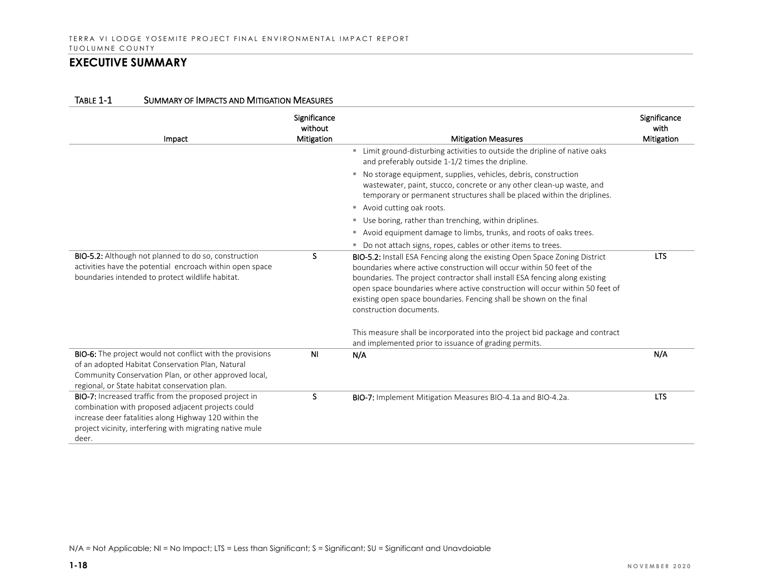## EXECUTIVE SUMMARY

TABLE 1-1 SUMMARY OF IMPACTS AND MITIGATION MEASURES

| Impact | Significance without Mitigation | Mitigation Measures | Significance with Mitigation |
|---|---|---|---|
| | | ▪ Limit ground-disturbing activities to outside the dripline of native oaks and preferably outside 1-1/2 times the dripline.<br>▪ No storage equipment, supplies, vehicles, debris, construction wastewater, paint, stucco, concrete or any other clean-up waste, and temporary or permanent structures shall be placed within the driplines.<br>▪ Avoid cutting oak roots.<br>▪ Use boring, rather than trenching, within driplines.<br>▪ Avoid equipment damage to limbs, trunks, and roots of oaks trees.<br>▪ Do not attach signs, ropes, cables or other items to trees. | |
| **BIO-5.2:** Although not planned to do so, construction activities have the potential encroach within open space boundaries intended to protect wildlife habitat. | S | **BIO-5.2:** Install ESA Fencing along the existing Open Space Zoning District boundaries where active construction will occur within 50 feet of the boundaries. The project contractor shall install ESA fencing along existing open space boundaries where active construction will occur within 50 feet of existing open space boundaries. Fencing shall be shown on the final construction documents.<br><br>This measure shall be incorporated into the project bid package and contract and implemented prior to issuance of grading permits. | LTS |
| **BIO-6:** The project would not conflict with the provisions of an adopted Habitat Conservation Plan, Natural Community Conservation Plan, or other approved local, regional, or State habitat conservation plan. | NI | N/A | N/A |
| **BIO-7:** Increased traffic from the proposed project in combination with proposed adjacent projects could increase deer fatalities along Highway 120 within the project vicinity, interfering with migrating native mule deer. | S | **BIO-7:** Implement Mitigation Measures BIO-4.1a and BIO-4.2a. | LTS |

N/A = Not Applicable; NI = No Impact; LTS = Less than Significant; S = Significant; SU = Significant and Unavdoiable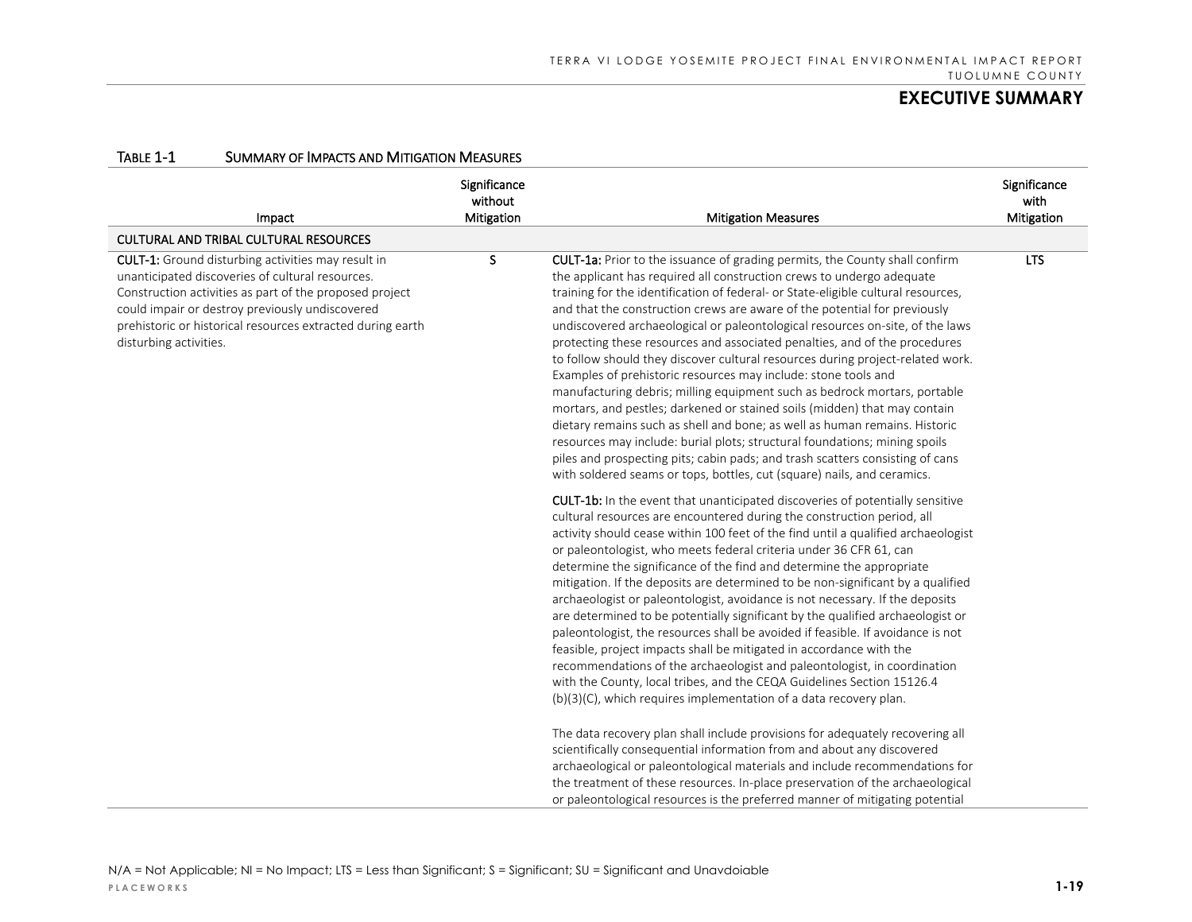TABLE 1-1 SUMMARY OF IMPACTS AND MITIGATION MEASURES

| Impact | Significance without Mitigation | Mitigation Measures | Significance with Mitigation |
|---|---|---|---|
| **CULTURAL AND TRIBAL CULTURAL RESOURCES** | | | |
| **CULT-1:** Ground disturbing activities may result in unanticipated discoveries of cultural resources. Construction activities as part of the proposed project could impair or destroy previously undiscovered prehistoric or historical resources extracted during earth disturbing activities. | S | **CULT-1a:** Prior to the issuance of grading permits, the County shall confirm the applicant has required all construction crews to undergo adequate training for the identification of federal- or State-eligible cultural resources, and that the construction crews are aware of the potential for previously undiscovered archaeological or paleontological resources on-site, of the laws protecting these resources and associated penalties, and of the procedures to follow should they discover cultural resources during project-related work. Examples of prehistoric resources may include: stone tools and manufacturing debris; milling equipment such as bedrock mortars, portable mortars, and pestles; darkened or stained soils (midden) that may contain dietary remains such as shell and bone; as well as human remains. Historic resources may include: burial plots; structural foundations; mining spoils piles and prospecting pits; cabin pads; and trash scatters consisting of cans with soldered seams or tops, bottles, cut (square) nails, and ceramics.<br><br>**CULT-1b:** In the event that unanticipated discoveries of potentially sensitive cultural resources are encountered during the construction period, all activity should cease within 100 feet of the find until a qualified archaeologist or paleontologist, who meets federal criteria under 36 CFR 61, can determine the significance of the find and determine the appropriate mitigation. If the deposits are determined to be non-significant by a qualified archaeologist or paleontologist, avoidance is not necessary. If the deposits are determined to be potentially significant by the qualified archaeologist or paleontologist, the resources shall be avoided if feasible. If avoidance is not feasible, project impacts shall be mitigated in accordance with the recommendations of the archaeologist and paleontologist, in coordination with the County, local tribes, and the CEQA Guidelines Section 15126.4 (b)(3)(C), which requires implementation of a data recovery plan.<br><br>The data recovery plan shall include provisions for adequately recovering all scientifically consequential information from and about any discovered archaeological or paleontological materials and include recommendations for the treatment of these resources. In-place preservation of the archaeological or paleontological resources is the preferred manner of mitigating potential | LTS |

N/A = Not Applicable; NI = No Impact; LTS = Less than Significant; S = Significant; SU = Significant and Unavdoiable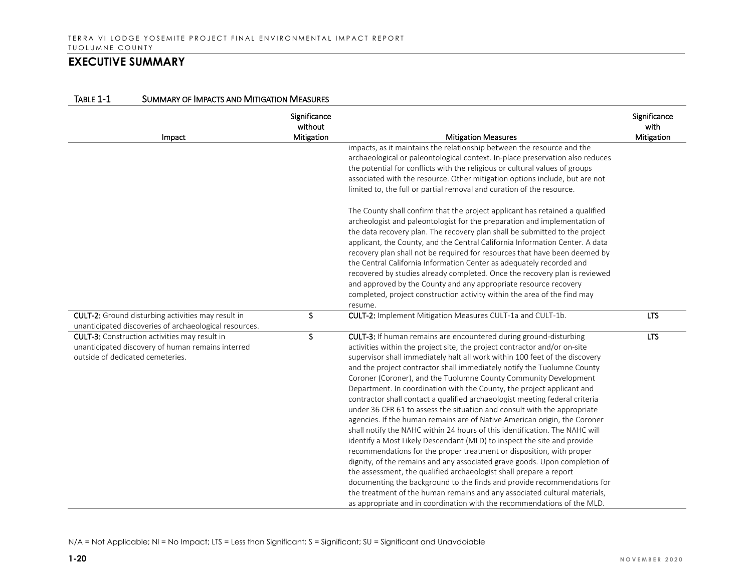## EXECUTIVE SUMMARY

TABLE 1-1 SUMMARY OF IMPACTS AND MITIGATION MEASURES

| Impact | Significance without Mitigation | Mitigation Measures | Significance with Mitigation |
|---|---|---|---|
| | | impacts, as it maintains the relationship between the resource and the archaeological or paleontological context. In-place preservation also reduces the potential for conflicts with the religious or cultural values of groups associated with the resource. Other mitigation options include, but are not limited to, the full or partial removal and curation of the resource.<br><br>The County shall confirm that the project applicant has retained a qualified archeologist and paleontologist for the preparation and implementation of the data recovery plan. The recovery plan shall be submitted to the project applicant, the County, and the Central California Information Center. A data recovery plan shall not be required for resources that have been deemed by the Central California Information Center as adequately recorded and recovered by studies already completed. Once the recovery plan is reviewed and approved by the County and any appropriate resource recovery completed, project construction activity within the area of the find may resume. | |
| **CULT-2:** Ground disturbing activities may result in unanticipated discoveries of archaeological resources. | S | **CULT-2:** Implement Mitigation Measures CULT-1a and CULT-1b. | LTS |
| **CULT-3:** Construction activities may result in unanticipated discovery of human remains interred outside of dedicated cemeteries. | S | **CULT-3:** If human remains are encountered during ground-disturbing activities within the project site, the project contractor and/or on-site supervisor shall immediately halt all work within 100 feet of the discovery and the project contractor shall immediately notify the Tuolumne County Coroner (Coroner), and the Tuolumne County Community Development Department. In coordination with the County, the project applicant and contractor shall contact a qualified archaeologist meeting federal criteria under 36 CFR 61 to assess the situation and consult with the appropriate agencies. If the human remains are of Native American origin, the Coroner shall notify the NAHC within 24 hours of this identification. The NAHC will identify a Most Likely Descendant (MLD) to inspect the site and provide recommendations for the proper treatment or disposition, with proper dignity, of the remains and any associated grave goods. Upon completion of the assessment, the qualified archaeologist shall prepare a report documenting the background to the finds and provide recommendations for the treatment of the human remains and any associated cultural materials, as appropriate and in coordination with the recommendations of the MLD. | LTS |

N/A = Not Applicable; NI = No Impact; LTS = Less than Significant; S = Significant; SU = Significant and Unavdoiable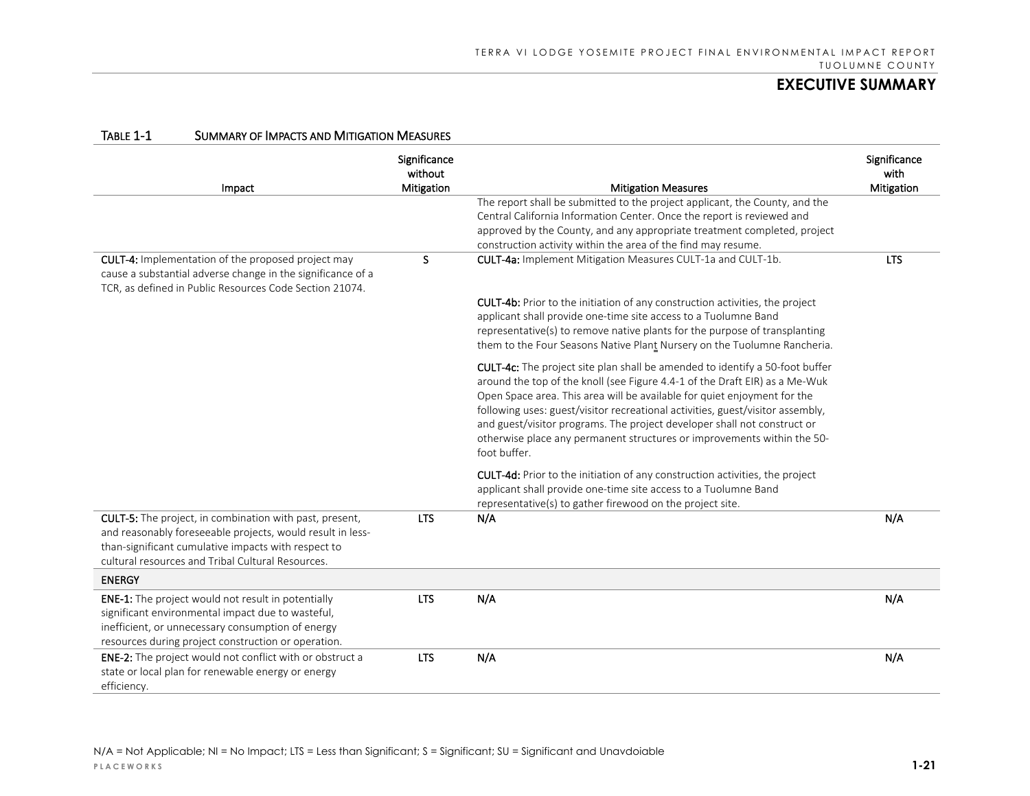TABLE 1-1 SUMMARY OF IMPACTS AND MITIGATION MEASURES

| Impact | Significance without Mitigation | Mitigation Measures | Significance with Mitigation |
|---|---|---|---|
| | | The report shall be submitted to the project applicant, the County, and the Central California Information Center. Once the report is reviewed and approved by the County, and any appropriate treatment completed, project construction activity within the area of the find may resume. | |
| **CULT-4:** Implementation of the proposed project may cause a substantial adverse change in the significance of a TCR, as defined in Public Resources Code Section 21074. | S | **CULT-4a:** Implement Mitigation Measures CULT-1a and CULT-1b.<br><br>**CULT-4b:** Prior to the initiation of any construction activities, the project applicant shall provide one-time site access to a Tuolumne Band representative(s) to remove native plants for the purpose of transplanting them to the Four Seasons Native Plant Nursery on the Tuolumne Rancheria.<br><br>**CULT-4c:** The project site plan shall be amended to identify a 50-foot buffer around the top of the knoll (see Figure 4.4-1 of the Draft EIR) as a Me-Wuk Open Space area. This area will be available for quiet enjoyment for the following uses: guest/visitor recreational activities, guest/visitor assembly, and guest/visitor programs. The project developer shall not construct or otherwise place any permanent structures or improvements within the 50-foot buffer.<br><br>**CULT-4d:** Prior to the initiation of any construction activities, the project applicant shall provide one-time site access to a Tuolumne Band representative(s) to gather firewood on the project site. | LTS |
| **CULT-5:** The project, in combination with past, present, and reasonably foreseeable projects, would result in less-than-significant cumulative impacts with respect to cultural resources and Tribal Cultural Resources. | LTS | N/A | N/A |
| **ENERGY** | | | |
| **ENE-1:** The project would not result in potentially significant environmental impact due to wasteful, inefficient, or unnecessary consumption of energy resources during project construction or operation. | LTS | N/A | N/A |
| **ENE-2:** The project would not conflict with or obstruct a state or local plan for renewable energy or energy efficiency. | LTS | N/A | N/A |

N/A = Not Applicable; NI = No Impact; LTS = Less than Significant; S = Significant; SU = Significant and Unavdoiable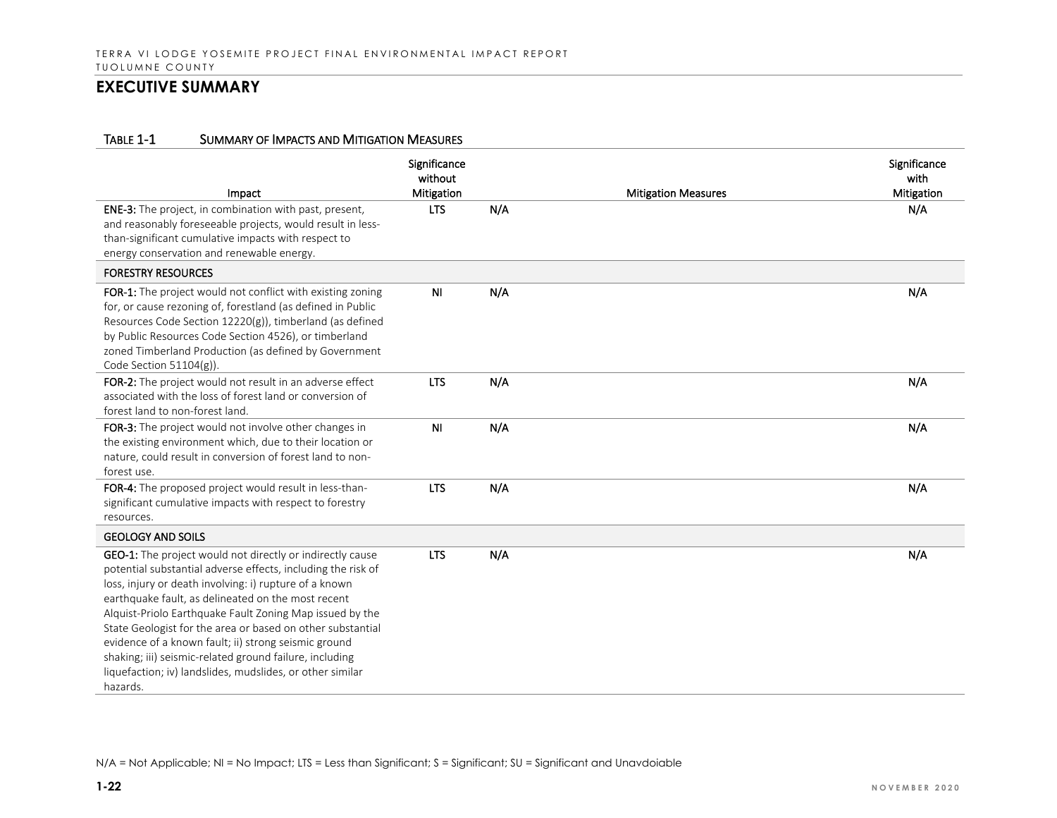## EXECUTIVE SUMMARY

TABLE 1-1 SUMMARY OF IMPACTS AND MITIGATION MEASURES

| Impact | Significance without Mitigation | Mitigation Measures | Significance with Mitigation |
|---|---|---|---|
| **ENE-3:** The project, in combination with past, present, and reasonably foreseeable projects, would result in less-than-significant cumulative impacts with respect to energy conservation and renewable energy. | LTS | N/A | N/A |
| **FORESTRY RESOURCES** | | | |
| **FOR-1:** The project would not conflict with existing zoning for, or cause rezoning of, forestland (as defined in Public Resources Code Section 12220(g)), timberland (as defined by Public Resources Code Section 4526), or timberland zoned Timberland Production (as defined by Government Code Section 51104(g)). | NI | N/A | N/A |
| **FOR-2:** The project would not result in an adverse effect associated with the loss of forest land or conversion of forest land to non-forest land. | LTS | N/A | N/A |
| **FOR-3:** The project would not involve other changes in the existing environment which, due to their location or nature, could result in conversion of forest land to non-forest use. | NI | N/A | N/A |
| **FOR-4:** The proposed project would result in less-than-significant cumulative impacts with respect to forestry resources. | LTS | N/A | N/A |
| **GEOLOGY AND SOILS** | | | |
| **GEO-1:** The project would not directly or indirectly cause potential substantial adverse effects, including the risk of loss, injury or death involving: i) rupture of a known earthquake fault, as delineated on the most recent Alquist-Priolo Earthquake Fault Zoning Map issued by the State Geologist for the area or based on other substantial evidence of a known fault; ii) strong seismic ground shaking; iii) seismic-related ground failure, including liquefaction; iv) landslides, mudslides, or other similar hazards. | LTS | N/A | N/A |

N/A = Not Applicable; NI = No Impact; LTS = Less than Significant; S = Significant; SU = Significant and Unavdoiable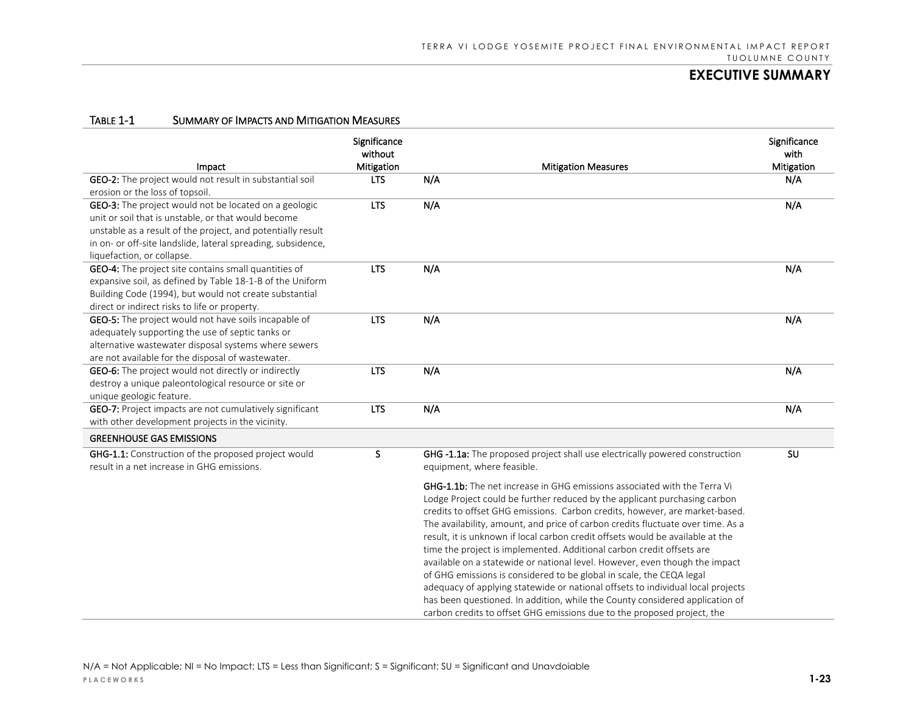## EXECUTIVE SUMMARY

TABLE 1-1 SUMMARY OF IMPACTS AND MITIGATION MEASURES

| Impact | Significance without Mitigation | Mitigation Measures | Significance with Mitigation |
|---|---|---|---|
| **GEO-2:** The project would not result in substantial soil erosion or the loss of topsoil. | LTS | N/A | N/A |
| **GEO-3:** The project would not be located on a geologic unit or soil that is unstable, or that would become unstable as a result of the project, and potentially result in on- or off-site landslide, lateral spreading, subsidence, liquefaction, or collapse. | LTS | N/A | N/A |
| **GEO-4:** The project site contains small quantities of expansive soil, as defined by Table 18-1-B of the Uniform Building Code (1994), but would not create substantial direct or indirect risks to life or property. | LTS | N/A | N/A |
| **GEO-5:** The project would not have soils incapable of adequately supporting the use of septic tanks or alternative wastewater disposal systems where sewers are not available for the disposal of wastewater. | LTS | N/A | N/A |
| **GEO-6:** The project would not directly or indirectly destroy a unique paleontological resource or site or unique geologic feature. | LTS | N/A | N/A |
| **GEO-7:** Project impacts are not cumulatively significant with other development projects in the vicinity. | LTS | N/A | N/A |
| **GREENHOUSE GAS EMISSIONS** | | | |
| **GHG-1.1:** Construction of the proposed project would result in a net increase in GHG emissions. | S | **GHG -1.1a:** The proposed project shall use electrically powered construction equipment, where feasible.<br><br>**GHG-1.1b:** The net increase in GHG emissions associated with the Terra Vi Lodge Project could be further reduced by the applicant purchasing carbon credits to offset GHG emissions. Carbon credits, however, are market-based. The availability, amount, and price of carbon credits fluctuate over time. As a result, it is unknown if local carbon credit offsets would be available at the time the project is implemented. Additional carbon credit offsets are available on a statewide or national level. However, even though the impact of GHG emissions is considered to be global in scale, the CEQA legal adequacy of applying statewide or national offsets to individual local projects has been questioned. In addition, while the County considered application of carbon credits to offset GHG emissions due to the proposed project, the | SU |

N/A = Not Applicable; NI = No Impact; LTS = Less than Significant; S = Significant; SU = Significant and Unavdoiable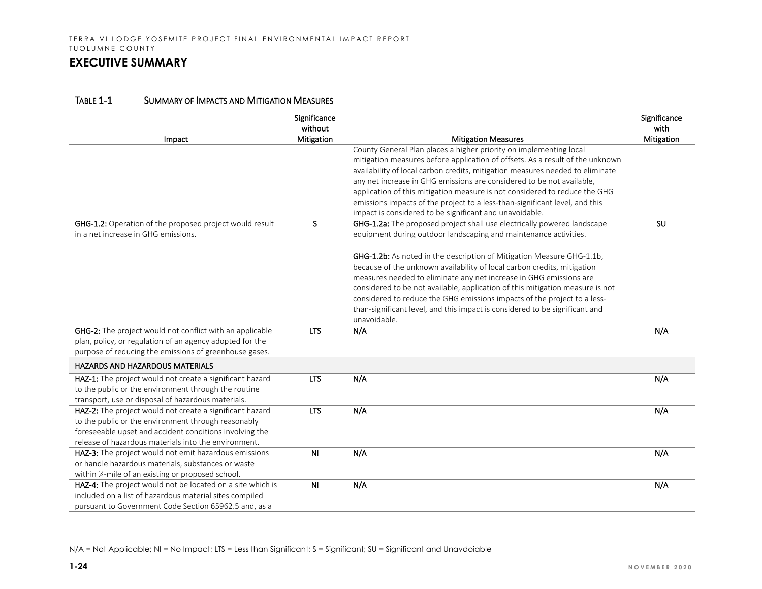## EXECUTIVE SUMMARY

TABLE 1-1 SUMMARY OF IMPACTS AND MITIGATION MEASURES

| Impact | Significance without Mitigation | Mitigation Measures | Significance with Mitigation |
|---|---|---|---|
| | | County General Plan places a higher priority on implementing local mitigation measures before application of offsets. As a result of the unknown availability of local carbon credits, mitigation measures needed to eliminate any net increase in GHG emissions are considered to be not available, application of this mitigation measure is not considered to reduce the GHG emissions impacts of the project to a less-than-significant level, and this impact is considered to be significant and unavoidable. | |
| **GHG-1.2:** Operation of the proposed project would result in a net increase in GHG emissions. | S | **GHG-1.2a:** The proposed project shall use electrically powered landscape equipment during outdoor landscaping and maintenance activities.<br><br>**GHG-1.2b:** As noted in the description of Mitigation Measure GHG-1.1b, because of the unknown availability of local carbon credits, mitigation measures needed to eliminate any net increase in GHG emissions are considered to be not available, application of this mitigation measure is not considered to reduce the GHG emissions impacts of the project to a less-than-significant level, and this impact is considered to be significant and unavoidable. | SU |
| **GHG-2:** The project would not conflict with an applicable plan, policy, or regulation of an agency adopted for the purpose of reducing the emissions of greenhouse gases. | LTS | N/A | N/A |
| **HAZARDS AND HAZARDOUS MATERIALS** | | | |
| **HAZ-1:** The project would not create a significant hazard to the public or the environment through the routine transport, use or disposal of hazardous materials. | LTS | N/A | N/A |
| **HAZ-2:** The project would not create a significant hazard to the public or the environment through reasonably foreseeable upset and accident conditions involving the release of hazardous materials into the environment. | LTS | N/A | N/A |
| **HAZ-3:** The project would not emit hazardous emissions or handle hazardous materials, substances or waste within ¼-mile of an existing or proposed school. | NI | N/A | N/A |
| **HAZ-4:** The project would not be located on a site which is included on a list of hazardous material sites compiled pursuant to Government Code Section 65962.5 and, as a | NI | N/A | N/A |

N/A = Not Applicable; NI = No Impact; LTS = Less than Significant; S = Significant; SU = Significant and Unavdoiable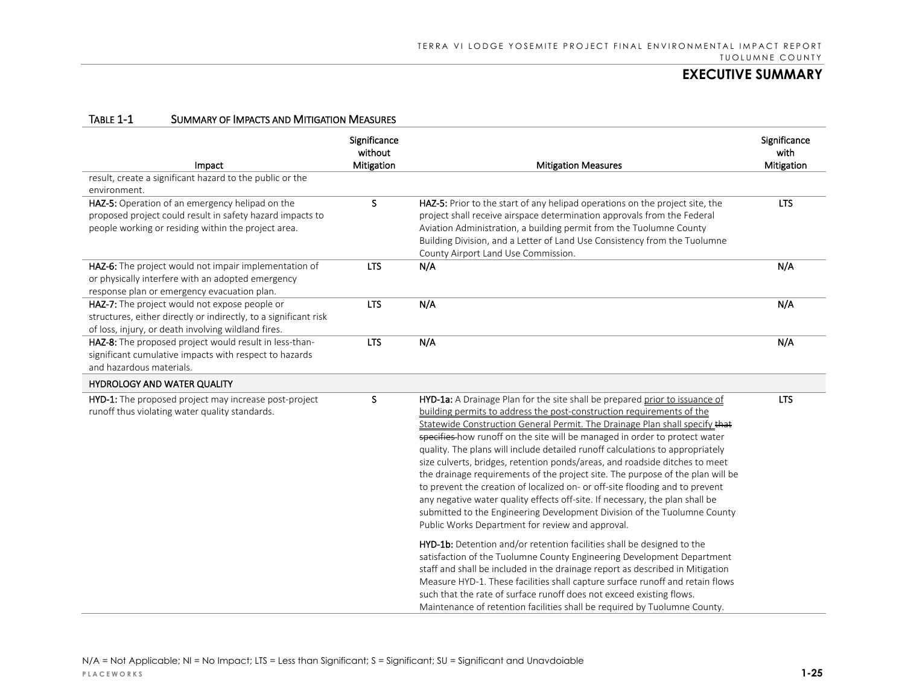## EXECUTIVE SUMMARY

TABLE 1-1 SUMMARY OF IMPACTS AND MITIGATION MEASURES

| Impact | Significance without Mitigation | Mitigation Measures | Significance with Mitigation |
|---|---|---|---|
| result, create a significant hazard to the public or the environment. | | | |
| **HAZ-5:** Operation of an emergency helipad on the proposed project could result in safety hazard impacts to people working or residing within the project area. | S | **HAZ-5:** Prior to the start of any helipad operations on the project site, the project shall receive airspace determination approvals from the Federal Aviation Administration, a building permit from the Tuolumne County Building Division, and a Letter of Land Use Consistency from the Tuolumne County Airport Land Use Commission. | LTS |
| **HAZ-6:** The project would not impair implementation of or physically interfere with an adopted emergency response plan or emergency evacuation plan. | LTS | N/A | N/A |
| **HAZ-7:** The project would not expose people or structures, either directly or indirectly, to a significant risk of loss, injury, or death involving wildland fires. | LTS | N/A | N/A |
| **HAZ-8:** The proposed project would result in less-than-significant cumulative impacts with respect to hazards and hazardous materials. | LTS | N/A | N/A |
| **HYDROLOGY AND WATER QUALITY** | | | |
| **HYD-1:** The proposed project may increase post-project runoff thus violating water quality standards. | S | **HYD-1a:** A Drainage Plan for the site shall be prepared prior to issuance of building permits to address the post-construction requirements of the Statewide Construction General Permit. The Drainage Plan shall specify ~~that specifies~~ how runoff on the site will be managed in order to protect water quality. The plans will include detailed runoff calculations to appropriately size culverts, bridges, retention ponds/areas, and roadside ditches to meet the drainage requirements of the project site. The purpose of the plan will be to prevent the creation of localized on- or off-site flooding and to prevent any negative water quality effects off-site. If necessary, the plan shall be submitted to the Engineering Development Division of the Tuolumne County Public Works Department for review and approval.<br><br>**HYD-1b:** Detention and/or retention facilities shall be designed to the satisfaction of the Tuolumne County Engineering Development Department staff and shall be included in the drainage report as described in Mitigation Measure HYD-1. These facilities shall capture surface runoff and retain flows such that the rate of surface runoff does not exceed existing flows. Maintenance of retention facilities shall be required by Tuolumne County. | LTS |

N/A = Not Applicable; NI = No Impact; LTS = Less than Significant; S = Significant; SU = Significant and Unavdoiable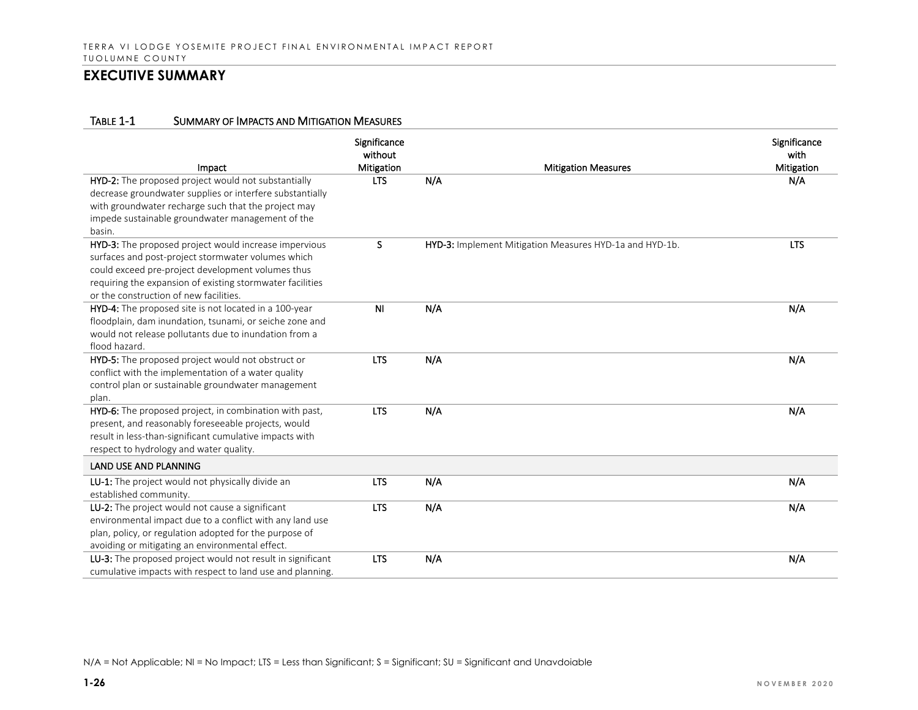## EXECUTIVE SUMMARY

TABLE 1-1 SUMMARY OF IMPACTS AND MITIGATION MEASURES

| Impact | Significance without Mitigation | Mitigation Measures | Significance with Mitigation |
|---|---|---|---|
| **HYD-2:** The proposed project would not substantially decrease groundwater supplies or interfere substantially with groundwater recharge such that the project may impede sustainable groundwater management of the basin. | LTS | N/A | N/A |
| **HYD-3:** The proposed project would increase impervious surfaces and post-project stormwater volumes which could exceed pre-project development volumes thus requiring the expansion of existing stormwater facilities or the construction of new facilities. | S | **HYD-3:** Implement Mitigation Measures HYD-1a and HYD-1b. | LTS |
| **HYD-4:** The proposed site is not located in a 100-year floodplain, dam inundation, tsunami, or seiche zone and would not release pollutants due to inundation from a flood hazard. | NI | N/A | N/A |
| **HYD-5:** The proposed project would not obstruct or conflict with the implementation of a water quality control plan or sustainable groundwater management plan. | LTS | N/A | N/A |
| **HYD-6:** The proposed project, in combination with past, present, and reasonably foreseeable projects, would result in less-than-significant cumulative impacts with respect to hydrology and water quality. | LTS | N/A | N/A |
| **LAND USE AND PLANNING** | | | |
| **LU-1:** The project would not physically divide an established community. | LTS | N/A | N/A |
| **LU-2:** The project would not cause a significant environmental impact due to a conflict with any land use plan, policy, or regulation adopted for the purpose of avoiding or mitigating an environmental effect. | LTS | N/A | N/A |
| **LU-3:** The proposed project would not result in significant cumulative impacts with respect to land use and planning. | LTS | N/A | N/A |

N/A = Not Applicable; NI = No Impact; LTS = Less than Significant; S = Significant; SU = Significant and Unavdoiable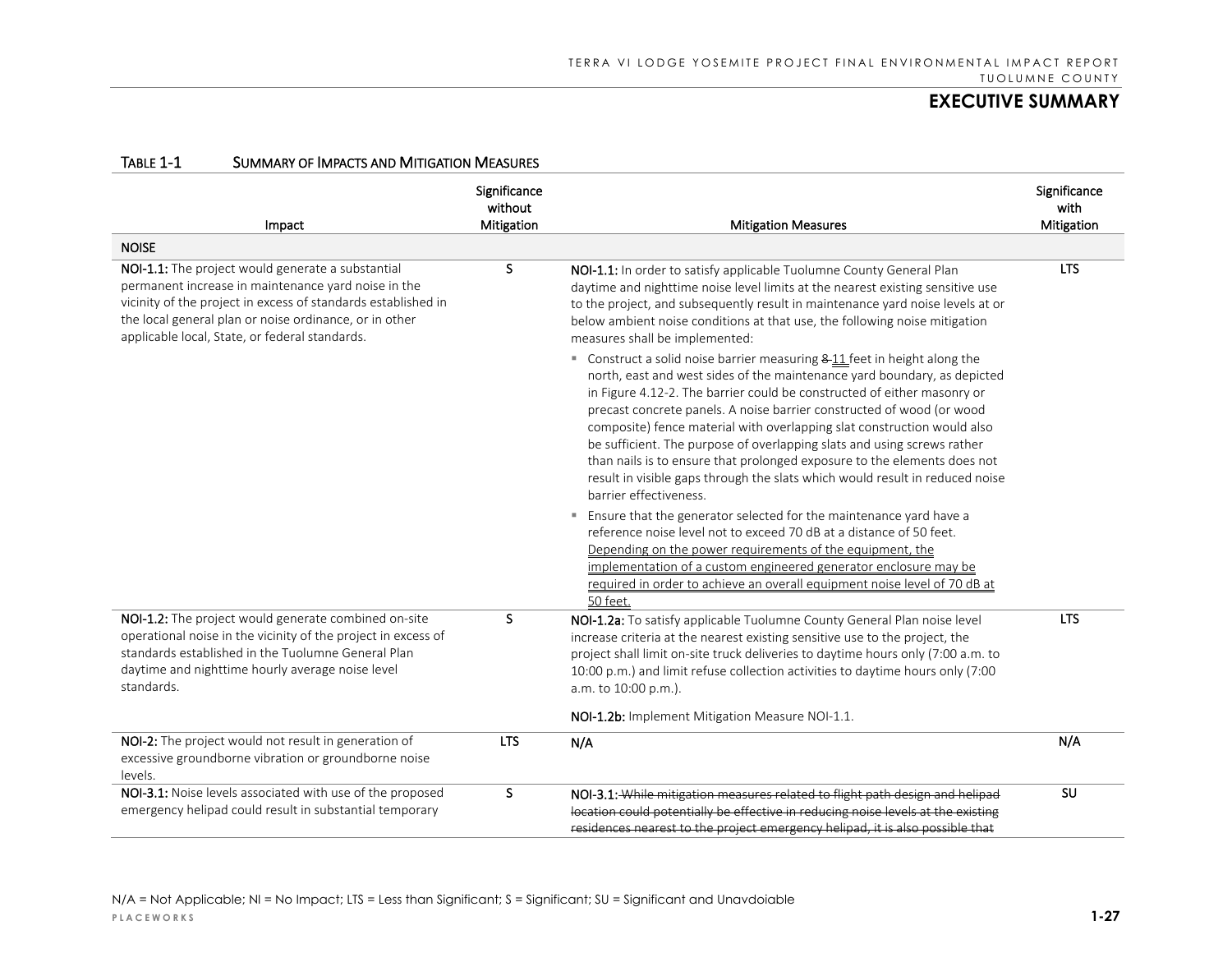### Table 1-1 Summary of Impacts and Mitigation Measures

| Impact | Significance without Mitigation | Mitigation Measures | Significance with Mitigation |
|---|---|---|---|
| **NOISE** | | | |
| **NOI-1.1:** The project would generate a substantial permanent increase in maintenance yard noise in the vicinity of the project in excess of standards established in the local general plan or noise ordinance, or in other applicable local, State, or federal standards. | S | **NOI-1.1:** In order to satisfy applicable Tuolumne County General Plan daytime and nighttime noise level limits at the nearest existing sensitive use to the project, and subsequently result in maintenance yard noise levels at or below ambient noise conditions at that use, the following noise mitigation measures shall be implemented:<br>▪ Construct a solid noise barrier measuring ~~8~~ <u>11</u> feet in height along the north, east and west sides of the maintenance yard boundary, as depicted in Figure 4.12-2. The barrier could be constructed of either masonry or precast concrete panels. A noise barrier constructed of wood (or wood composite) fence material with overlapping slat construction would also be sufficient. The purpose of overlapping slats and using screws rather than nails is to ensure that prolonged exposure to the elements does not result in visible gaps through the slats which would result in reduced noise barrier effectiveness.<br>▪ Ensure that the generator selected for the maintenance yard have a reference noise level not to exceed 70 dB at a distance of 50 feet. <u>Depending on the power requirements of the equipment, the implementation of a custom engineered generator enclosure may be required in order to achieve an overall equipment noise level of 70 dB at 50 feet.</u> | LTS |
| **NOI-1.2:** The project would generate combined on-site operational noise in the vicinity of the project in excess of standards established in the Tuolumne General Plan daytime and nighttime hourly average noise level standards. | S | **NOI-1.2a:** To satisfy applicable Tuolumne County General Plan noise level increase criteria at the nearest existing sensitive use to the project, the project shall limit on-site truck deliveries to daytime hours only (7:00 a.m. to 10:00 p.m.) and limit refuse collection activities to daytime hours only (7:00 a.m. to 10:00 p.m.).<br><br>**NOI-1.2b:** Implement Mitigation Measure NOI-1.1. | LTS |
| **NOI-2:** The project would not result in generation of excessive groundborne vibration or groundborne noise levels. | LTS | N/A | N/A |
| **NOI-3.1:** Noise levels associated with use of the proposed emergency helipad could result in substantial temporary | S | **NOI-3.1:** ~~While mitigation measures related to flight path design and helipad location could potentially be effective in reducing noise levels at the existing residences nearest to the project emergency helipad, it is also possible that~~ | SU |

N/A = Not Applicable; NI = No Impact; LTS = Less than Significant; S = Significant; SU = Significant and Unavdoiable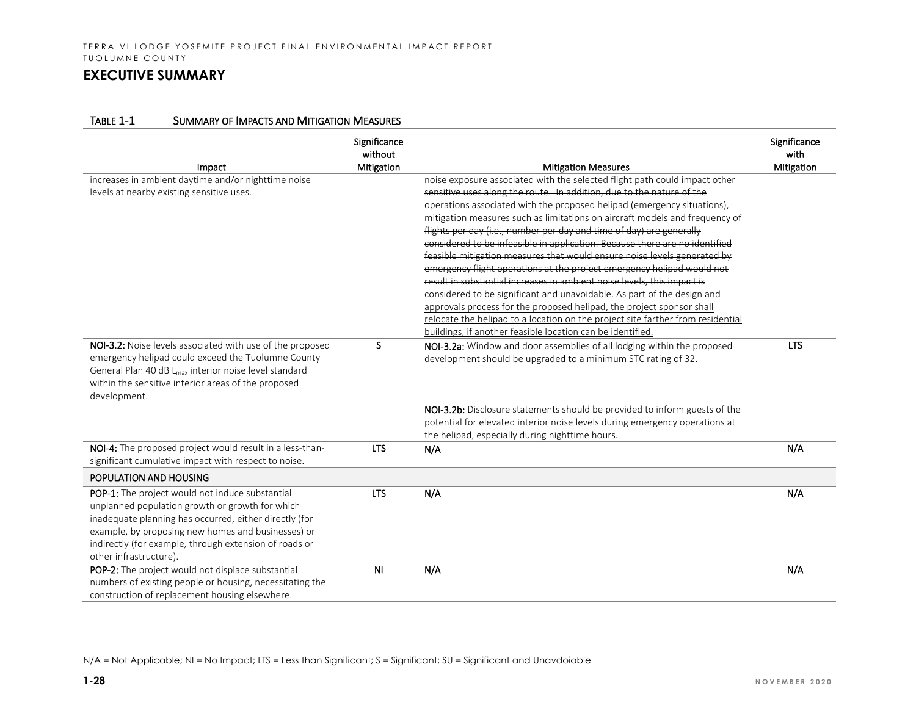## EXECUTIVE SUMMARY

TABLE 1-1 SUMMARY OF IMPACTS AND MITIGATION MEASURES

| Impact | Significance without Mitigation | Mitigation Measures | Significance with Mitigation |
|---|---|---|---|
| increases in ambient daytime and/or nighttime noise levels at nearby existing sensitive uses. | | ~~noise exposure associated with the selected flight path could impact other sensitive uses along the route. In addition, due to the nature of the operations associated with the proposed helipad (emergency situations), mitigation measures such as limitations on aircraft models and frequency of flights per day (i.e., number per day and time of day) are generally considered to be infeasible in application. Because there are no identified feasible mitigation measures that would ensure noise levels generated by emergency flight operations at the project emergency helipad would not result in substantial increases in ambient noise levels, this impact is considered to be significant and unavoidable.~~ <u>As part of the design and approvals process for the proposed helipad, the project sponsor shall relocate the helipad to a location on the project site farther from residential buildings, if another feasible location can be identified.</u> | |
| **NOI-3.2:** Noise levels associated with use of the proposed emergency helipad could exceed the Tuolumne County General Plan 40 dB $L_{max}$ interior noise level standard within the sensitive interior areas of the proposed development. | S | **NOI-3.2a:** Window and door assemblies of all lodging within the proposed development should be upgraded to a minimum STC rating of 32.<br><br>**NOI-3.2b:** Disclosure statements should be provided to inform guests of the potential for elevated interior noise levels during emergency operations at the helipad, especially during nighttime hours. | LTS |
| **NOI-4:** The proposed project would result in a less-than-significant cumulative impact with respect to noise. | LTS | N/A | N/A |
| **POPULATION AND HOUSING** | | | |
| **POP-1:** The project would not induce substantial unplanned population growth or growth for which inadequate planning has occurred, either directly (for example, by proposing new homes and businesses) or indirectly (for example, through extension of roads or other infrastructure). | LTS | N/A | N/A |
| **POP-2:** The project would not displace substantial numbers of existing people or housing, necessitating the construction of replacement housing elsewhere. | NI | N/A | N/A |

N/A = Not Applicable; NI = No Impact; LTS = Less than Significant; S = Significant; SU = Significant and Unavdoiable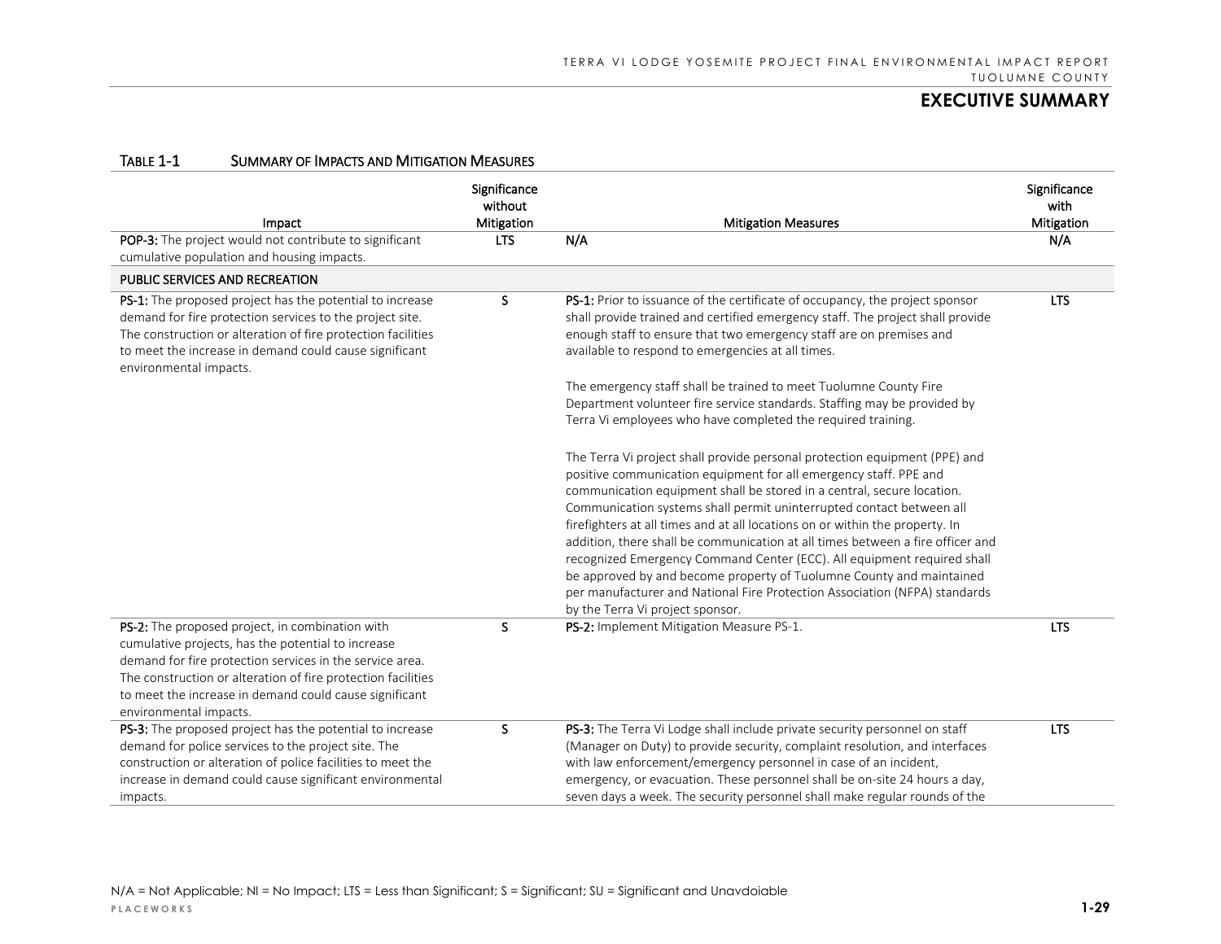## Table 1-1 Summary of Impacts and Mitigation Measures

| Impact | Significance without Mitigation | Mitigation Measures | Significance with Mitigation |
|---|---|---|---|
| **POP-3:** The project would not contribute to significant cumulative population and housing impacts. | LTS | N/A | N/A |
| **PUBLIC SERVICES AND RECREATION** | | | |
| **PS-1:** The proposed project has the potential to increase demand for fire protection services to the project site. The construction or alteration of fire protection facilities to meet the increase in demand could cause significant environmental impacts. | S | **PS-1:** Prior to issuance of the certificate of occupancy, the project sponsor shall provide trained and certified emergency staff. The project shall provide enough staff to ensure that two emergency staff are on premises and available to respond to emergencies at all times.<br><br>The emergency staff shall be trained to meet Tuolumne County Fire Department volunteer fire service standards. Staffing may be provided by Terra Vi employees who have completed the required training.<br><br>The Terra Vi project shall provide personal protection equipment (PPE) and positive communication equipment for all emergency staff. PPE and communication equipment shall be stored in a central, secure location. Communication systems shall permit uninterrupted contact between all firefighters at all times and at all locations on or within the property. In addition, there shall be communication at all times between a fire officer and recognized Emergency Command Center (ECC). All equipment required shall be approved by and become property of Tuolumne County and maintained per manufacturer and National Fire Protection Association (NFPA) standards by the Terra Vi project sponsor. | LTS |
| **PS-2:** The proposed project, in combination with cumulative projects, has the potential to increase demand for fire protection services in the service area. The construction or alteration of fire protection facilities to meet the increase in demand could cause significant environmental impacts. | S | **PS-2:** Implement Mitigation Measure PS-1. | LTS |
| **PS-3:** The proposed project has the potential to increase demand for police services to the project site. The construction or alteration of police facilities to meet the increase in demand could cause significant environmental impacts. | S | **PS-3:** The Terra Vi Lodge shall include private security personnel on staff (Manager on Duty) to provide security, complaint resolution, and interfaces with law enforcement/emergency personnel in case of an incident, emergency, or evacuation. These personnel shall be on-site 24 hours a day, seven days a week. The security personnel shall make regular rounds of the | LTS |

N/A = Not Applicable; NI = No Impact; LTS = Less than Significant; S = Significant; SU = Significant and Unavdoiable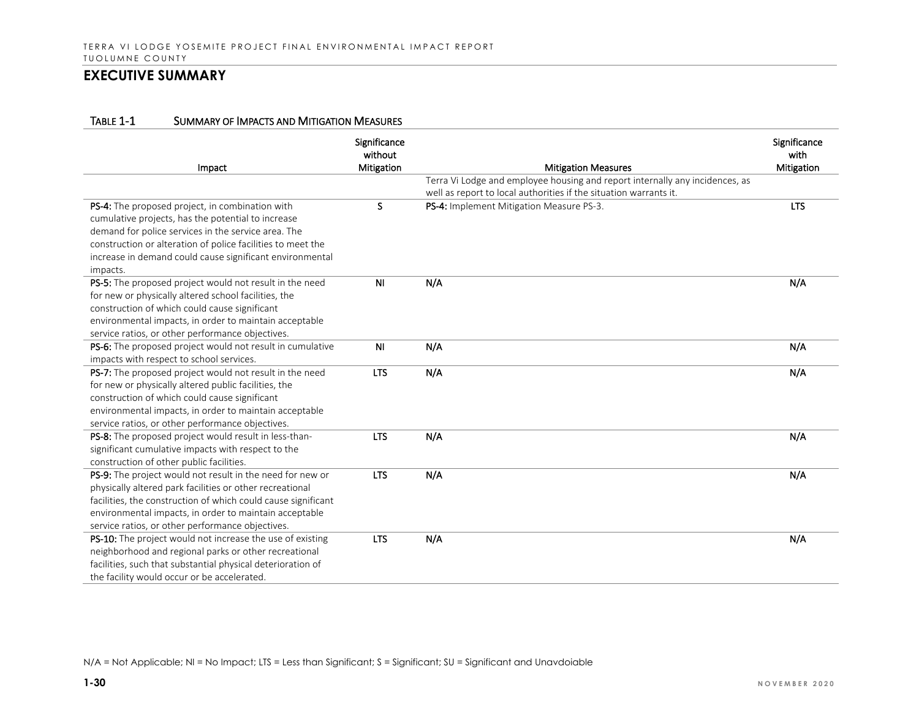## EXECUTIVE SUMMARY

TABLE 1-1 SUMMARY OF IMPACTS AND MITIGATION MEASURES

| Impact | Significance without Mitigation | Mitigation Measures | Significance with Mitigation |
|---|---|---|---|
| | | Terra Vi Lodge and employee housing and report internally any incidences, as well as report to local authorities if the situation warrants it. | |
| **PS-4:** The proposed project, in combination with cumulative projects, has the potential to increase demand for police services in the service area. The construction or alteration of police facilities to meet the increase in demand could cause significant environmental impacts. | S | **PS-4:** Implement Mitigation Measure PS-3. | LTS |
| **PS-5:** The proposed project would not result in the need for new or physically altered school facilities, the construction of which could cause significant environmental impacts, in order to maintain acceptable service ratios, or other performance objectives. | NI | N/A | N/A |
| **PS-6:** The proposed project would not result in cumulative impacts with respect to school services. | NI | N/A | N/A |
| **PS-7:** The proposed project would not result in the need for new or physically altered public facilities, the construction of which could cause significant environmental impacts, in order to maintain acceptable service ratios, or other performance objectives. | LTS | N/A | N/A |
| **PS-8:** The proposed project would result in less-than-significant cumulative impacts with respect to the construction of other public facilities. | LTS | N/A | N/A |
| **PS-9:** The project would not result in the need for new or physically altered park facilities or other recreational facilities, the construction of which could cause significant environmental impacts, in order to maintain acceptable service ratios, or other performance objectives. | LTS | N/A | N/A |
| **PS-10:** The project would not increase the use of existing neighborhood and regional parks or other recreational facilities, such that substantial physical deterioration of the facility would occur or be accelerated. | LTS | N/A | N/A |

N/A = Not Applicable; NI = No Impact; LTS = Less than Significant; S = Significant; SU = Significant and Unavdoiable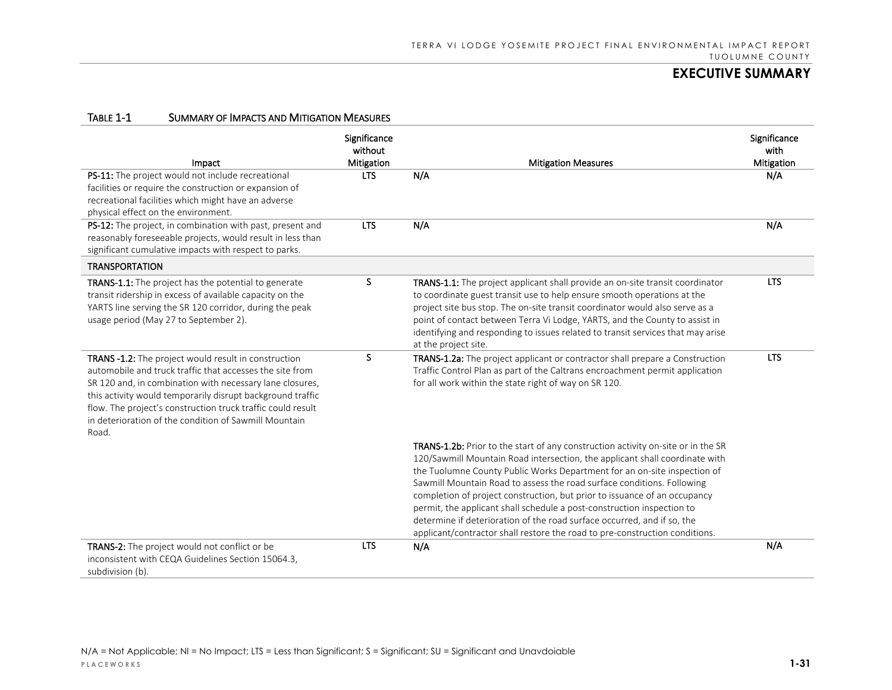## EXECUTIVE SUMMARY

TABLE 1-1 SUMMARY OF IMPACTS AND MITIGATION MEASURES

| Impact | Significance without Mitigation | Mitigation Measures | Significance with Mitigation |
|---|---|---|---|
| **PS-11:** The project would not include recreational facilities or require the construction or expansion of recreational facilities which might have an adverse physical effect on the environment. | LTS | N/A | N/A |
| **PS-12:** The project, in combination with past, present and reasonably foreseeable projects, would result in less than significant cumulative impacts with respect to parks. | LTS | N/A | N/A |
| **TRANSPORTATION** | | | |
| **TRANS-1.1:** The project has the potential to generate transit ridership in excess of available capacity on the YARTS line serving the SR 120 corridor, during the peak usage period (May 27 to September 2). | S | **TRANS-1.1:** The project applicant shall provide an on-site transit coordinator to coordinate guest transit use to help ensure smooth operations at the project site bus stop. The on-site transit coordinator would also serve as a point of contact between Terra Vi Lodge, YARTS, and the County to assist in identifying and responding to issues related to transit services that may arise at the project site. | LTS |
| **TRANS -1.2:** The project would result in construction automobile and truck traffic that accesses the site from SR 120 and, in combination with necessary lane closures, this activity would temporarily disrupt background traffic flow. The project's construction truck traffic could result in deterioration of the condition of Sawmill Mountain Road. | S | **TRANS-1.2a:** The project applicant or contractor shall prepare a Construction Traffic Control Plan as part of the Caltrans encroachment permit application for all work within the state right of way on SR 120. | LTS |
| | | **TRANS-1.2b:** Prior to the start of any construction activity on-site or in the SR 120/Sawmill Mountain Road intersection, the applicant shall coordinate with the Tuolumne County Public Works Department for an on-site inspection of Sawmill Mountain Road to assess the road surface conditions. Following completion of project construction, but prior to issuance of an occupancy permit, the applicant shall schedule a post-construction inspection to determine if deterioration of the road surface occurred, and if so, the applicant/contractor shall restore the road to pre-construction conditions. | |
| **TRANS-2:** The project would not conflict or be inconsistent with CEQA Guidelines Section 15064.3, subdivision (b). | LTS | N/A | N/A |

N/A = Not Applicable; NI = No Impact; LTS = Less than Significant; S = Significant; SU = Significant and Unavdoiable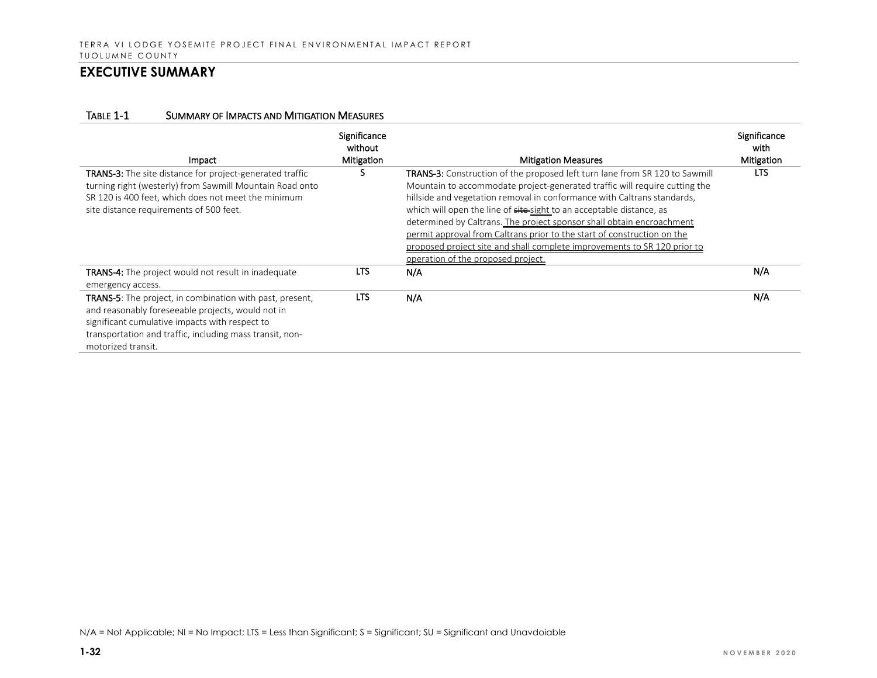## EXECUTIVE SUMMARY

TABLE 1-1 SUMMARY OF IMPACTS AND MITIGATION MEASURES

| Impact | Significance without Mitigation | Mitigation Measures | Significance with Mitigation |
|---|---|---|---|
| **TRANS-3:** The site distance for project-generated traffic turning right (westerly) from Sawmill Mountain Road onto SR 120 is 400 feet, which does not meet the minimum site distance requirements of 500 feet. | S | **TRANS-3:** Construction of the proposed left turn lane from SR 120 to Sawmill Mountain to accommodate project-generated traffic will require cutting the hillside and vegetation removal in conformance with Caltrans standards, which will open the line of ~~site~~ sight to an acceptable distance, as determined by Caltrans. The project sponsor shall obtain encroachment permit approval from Caltrans prior to the start of construction on the proposed project site and shall complete improvements to SR 120 prior to operation of the proposed project. | LTS |
| **TRANS-4:** The project would not result in inadequate emergency access. | LTS | N/A | N/A |
| **TRANS-5**: The project, in combination with past, present, and reasonably foreseeable projects, would not in significant cumulative impacts with respect to transportation and traffic, including mass transit, non-motorized transit. | LTS | N/A | N/A |

N/A = Not Applicable; NI = No Impact; LTS = Less than Significant; S = Significant; SU = Significant and Unavdoiable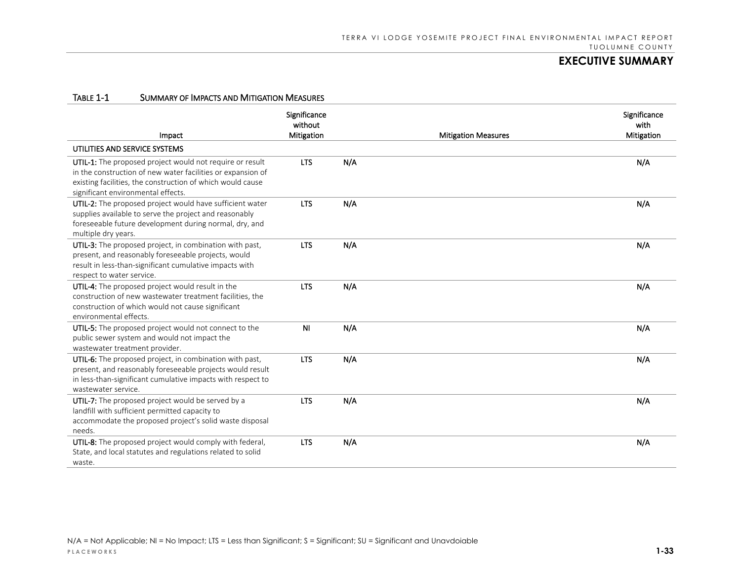## EXECUTIVE SUMMARY

TABLE 1-1 SUMMARY OF IMPACTS AND MITIGATION MEASURES

| Impact | Significance without Mitigation | Mitigation Measures | Significance with Mitigation |
|---|---|---|---|
| **UTILITIES AND SERVICE SYSTEMS** | | | |
| **UTIL-1:** The proposed project would not require or result in the construction of new water facilities or expansion of existing facilities, the construction of which would cause significant environmental effects. | LTS | N/A | N/A |
| **UTIL-2:** The proposed project would have sufficient water supplies available to serve the project and reasonably foreseeable future development during normal, dry, and multiple dry years. | LTS | N/A | N/A |
| **UTIL-3:** The proposed project, in combination with past, present, and reasonably foreseeable projects, would result in less-than-significant cumulative impacts with respect to water service. | LTS | N/A | N/A |
| **UTIL-4:** The proposed project would result in the construction of new wastewater treatment facilities, the construction of which would not cause significant environmental effects. | LTS | N/A | N/A |
| **UTIL-5:** The proposed project would not connect to the public sewer system and would not impact the wastewater treatment provider. | NI | N/A | N/A |
| **UTIL-6:** The proposed project, in combination with past, present, and reasonably foreseeable projects would result in less-than-significant cumulative impacts with respect to wastewater service. | LTS | N/A | N/A |
| **UTIL-7:** The proposed project would be served by a landfill with sufficient permitted capacity to accommodate the proposed project's solid waste disposal needs. | LTS | N/A | N/A |
| **UTIL-8:** The proposed project would comply with federal, State, and local statutes and regulations related to solid waste. | LTS | N/A | N/A |

N/A = Not Applicable; NI = No Impact; LTS = Less than Significant; S = Significant; SU = Significant and Unavdoiable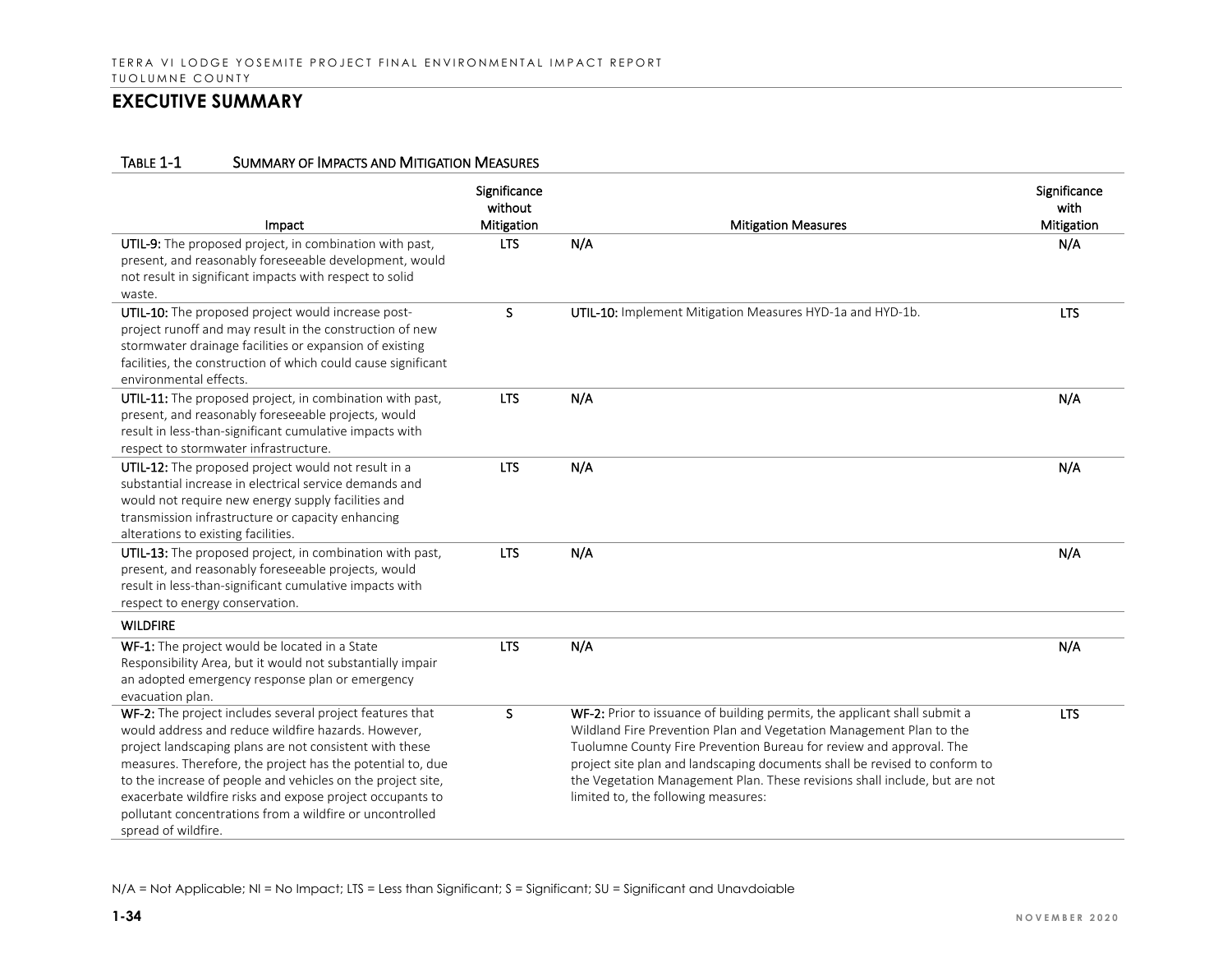## EXECUTIVE SUMMARY

TABLE 1-1 SUMMARY OF IMPACTS AND MITIGATION MEASURES

| Impact | Significance without Mitigation | Mitigation Measures | Significance with Mitigation |
|---|---|---|---|
| **UTIL-9:** The proposed project, in combination with past, present, and reasonably foreseeable development, would not result in significant impacts with respect to solid waste. | LTS | N/A | N/A |
| **UTIL-10:** The proposed project would increase post-project runoff and may result in the construction of new stormwater drainage facilities or expansion of existing facilities, the construction of which could cause significant environmental effects. | S | **UTIL-10:** Implement Mitigation Measures HYD-1a and HYD-1b. | LTS |
| **UTIL-11:** The proposed project, in combination with past, present, and reasonably foreseeable projects, would result in less-than-significant cumulative impacts with respect to stormwater infrastructure. | LTS | N/A | N/A |
| **UTIL-12:** The proposed project would not result in a substantial increase in electrical service demands and would not require new energy supply facilities and transmission infrastructure or capacity enhancing alterations to existing facilities. | LTS | N/A | N/A |
| **UTIL-13:** The proposed project, in combination with past, present, and reasonably foreseeable projects, would result in less-than-significant cumulative impacts with respect to energy conservation. | LTS | N/A | N/A |
| **WILDFIRE** | | | |
| **WF-1:** The project would be located in a State Responsibility Area, but it would not substantially impair an adopted emergency response plan or emergency evacuation plan. | LTS | N/A | N/A |
| **WF-2:** The project includes several project features that would address and reduce wildfire hazards. However, project landscaping plans are not consistent with these measures. Therefore, the project has the potential to, due to the increase of people and vehicles on the project site, exacerbate wildfire risks and expose project occupants to pollutant concentrations from a wildfire or uncontrolled spread of wildfire. | S | **WF-2:** Prior to issuance of building permits, the applicant shall submit a Wildland Fire Prevention Plan and Vegetation Management Plan to the Tuolumne County Fire Prevention Bureau for review and approval. The project site plan and landscaping documents shall be revised to conform to the Vegetation Management Plan. These revisions shall include, but are not limited to, the following measures: | LTS |

N/A = Not Applicable; NI = No Impact; LTS = Less than Significant; S = Significant; SU = Significant and Unavdoiable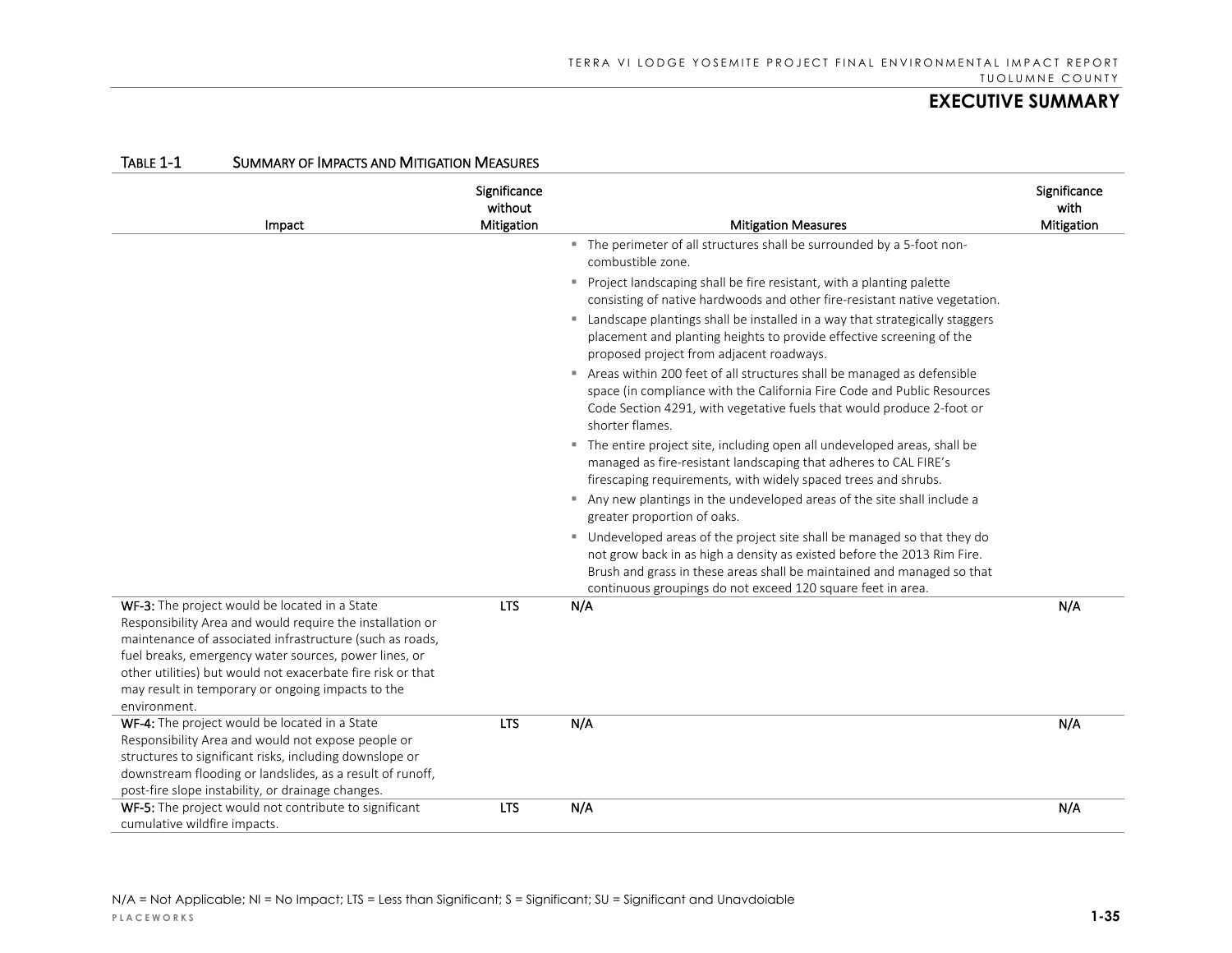## EXECUTIVE SUMMARY

TABLE 1-1 SUMMARY OF IMPACTS AND MITIGATION MEASURES

| Impact | Significance without Mitigation | Mitigation Measures | Significance with Mitigation |
|---|---|---|---|
| | | ▪ The perimeter of all structures shall be surrounded by a 5-foot non-combustible zone.<br>▪ Project landscaping shall be fire resistant, with a planting palette consisting of native hardwoods and other fire-resistant native vegetation.<br>▪ Landscape plantings shall be installed in a way that strategically staggers placement and planting heights to provide effective screening of the proposed project from adjacent roadways.<br>▪ Areas within 200 feet of all structures shall be managed as defensible space (in compliance with the California Fire Code and Public Resources Code Section 4291, with vegetative fuels that would produce 2-foot or shorter flames.<br>▪ The entire project site, including open all undeveloped areas, shall be managed as fire-resistant landscaping that adheres to CAL FIRE's firescaping requirements, with widely spaced trees and shrubs.<br>▪ Any new plantings in the undeveloped areas of the site shall include a greater proportion of oaks.<br>▪ Undeveloped areas of the project site shall be managed so that they do not grow back in as high a density as existed before the 2013 Rim Fire. Brush and grass in these areas shall be maintained and managed so that continuous groupings do not exceed 120 square feet in area. | |
| **WF-3:** The project would be located in a State Responsibility Area and would require the installation or maintenance of associated infrastructure (such as roads, fuel breaks, emergency water sources, power lines, or other utilities) but would not exacerbate fire risk or that may result in temporary or ongoing impacts to the environment. | LTS | N/A | N/A |
| **WF-4:** The project would be located in a State Responsibility Area and would not expose people or structures to significant risks, including downslope or downstream flooding or landslides, as a result of runoff, post-fire slope instability, or drainage changes. | LTS | N/A | N/A |
| **WF-5:** The project would not contribute to significant cumulative wildfire impacts. | LTS | N/A | N/A |

N/A = Not Applicable; NI = No Impact; LTS = Less than Significant; S = Significant; SU = Significant and Unavdoiable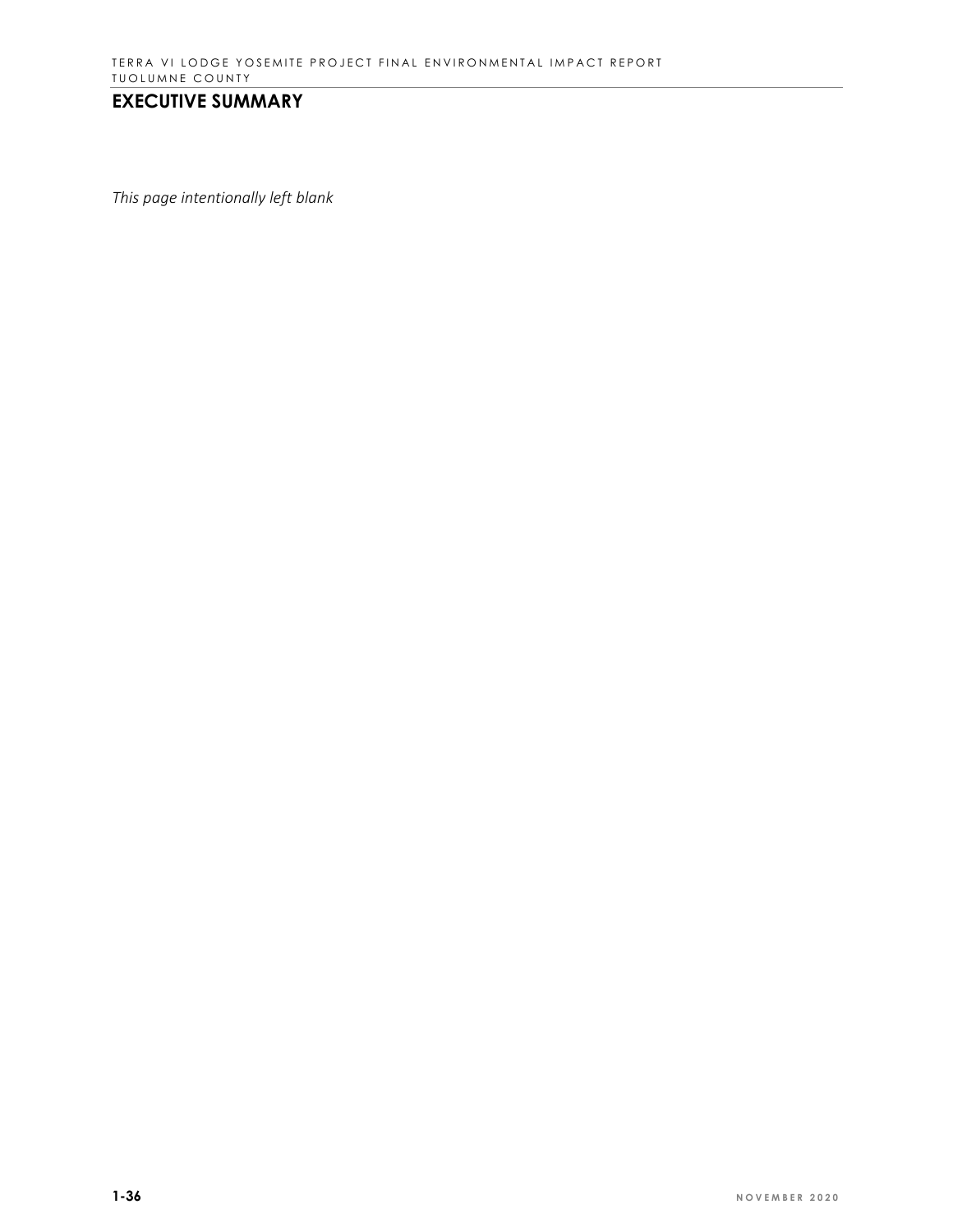# EXECUTIVE SUMMARY

*This page intentionally left blank*